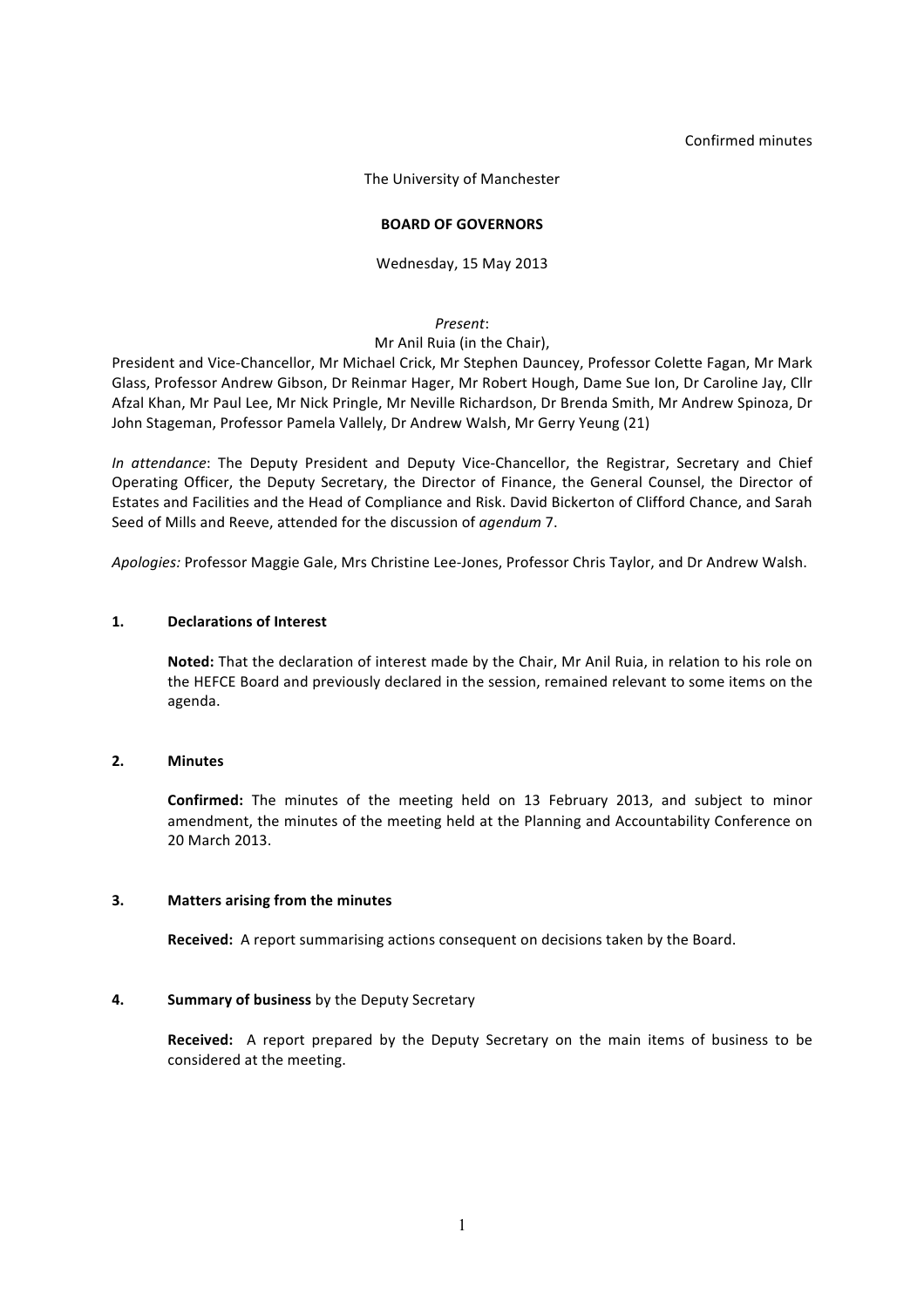Confirmed minutes

The University of Manchester

**BOARD OF GOVERNORS**

Wednesday, 15 May 2013

*Present*:
Mr Anil Ruia (in the Chair),
President and Vice-Chancellor, Mr Michael Crick, Mr Stephen Dauncey, Professor Colette Fagan, Mr Mark Glass, Professor Andrew Gibson, Dr Reinmar Hager, Mr Robert Hough, Dame Sue Ion, Dr Caroline Jay, Cllr Afzal Khan, Mr Paul Lee, Mr Nick Pringle, Mr Neville Richardson, Dr Brenda Smith, Mr Andrew Spinoza, Dr John Stageman, Professor Pamela Vallely, Dr Andrew Walsh, Mr Gerry Yeung (21)

*In attendance*: The Deputy President and Deputy Vice-Chancellor, the Registrar, Secretary and Chief Operating Officer, the Deputy Secretary, the Director of Finance, the General Counsel, the Director of Estates and Facilities and the Head of Compliance and Risk. David Bickerton of Clifford Chance, and Sarah Seed of Mills and Reeve, attended for the discussion of *agendum* 7.

*Apologies:* Professor Maggie Gale, Mrs Christine Lee-Jones, Professor Chris Taylor, and Dr Andrew Walsh.

**1. Declarations of Interest**

**Noted:** That the declaration of interest made by the Chair, Mr Anil Ruia, in relation to his role on the HEFCE Board and previously declared in the session, remained relevant to some items on the agenda.

**2. Minutes**

**Confirmed:** The minutes of the meeting held on 13 February 2013, and subject to minor amendment, the minutes of the meeting held at the Planning and Accountability Conference on 20 March 2013.

**3. Matters arising from the minutes**

**Received:** A report summarising actions consequent on decisions taken by the Board.

**4. Summary of business** by the Deputy Secretary

**Received:** A report prepared by the Deputy Secretary on the main items of business to be considered at the meeting.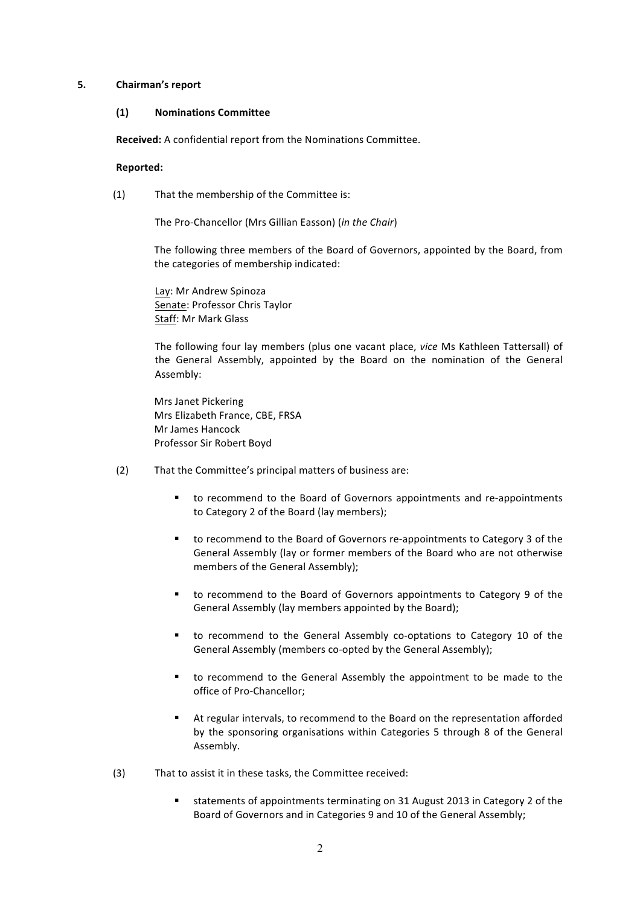## 5. Chairman's report

### (1) Nominations Committee

**Received:** A confidential report from the Nominations Committee.

**Reported:**

(1) That the membership of the Committee is:

The Pro-Chancellor (Mrs Gillian Easson) (*in the Chair*)

The following three members of the Board of Governors, appointed by the Board, from the categories of membership indicated:

Lay: Mr Andrew Spinoza  
Senate: Professor Chris Taylor  
Staff: Mr Mark Glass

The following four lay members (plus one vacant place, *vice* Ms Kathleen Tattersall) of the General Assembly, appointed by the Board on the nomination of the General Assembly:

Mrs Janet Pickering  
Mrs Elizabeth France, CBE, FRSA  
Mr James Hancock  
Professor Sir Robert Boyd

(2) That the Committee's principal matters of business are:

- to recommend to the Board of Governors appointments and re-appointments to Category 2 of the Board (lay members);
- to recommend to the Board of Governors re-appointments to Category 3 of the General Assembly (lay or former members of the Board who are not otherwise members of the General Assembly);
- to recommend to the Board of Governors appointments to Category 9 of the General Assembly (lay members appointed by the Board);
- to recommend to the General Assembly co-optations to Category 10 of the General Assembly (members co-opted by the General Assembly);
- to recommend to the General Assembly the appointment to be made to the office of Pro-Chancellor;
- At regular intervals, to recommend to the Board on the representation afforded by the sponsoring organisations within Categories 5 through 8 of the General Assembly.

(3) That to assist it in these tasks, the Committee received:

- statements of appointments terminating on 31 August 2013 in Category 2 of the Board of Governors and in Categories 9 and 10 of the General Assembly;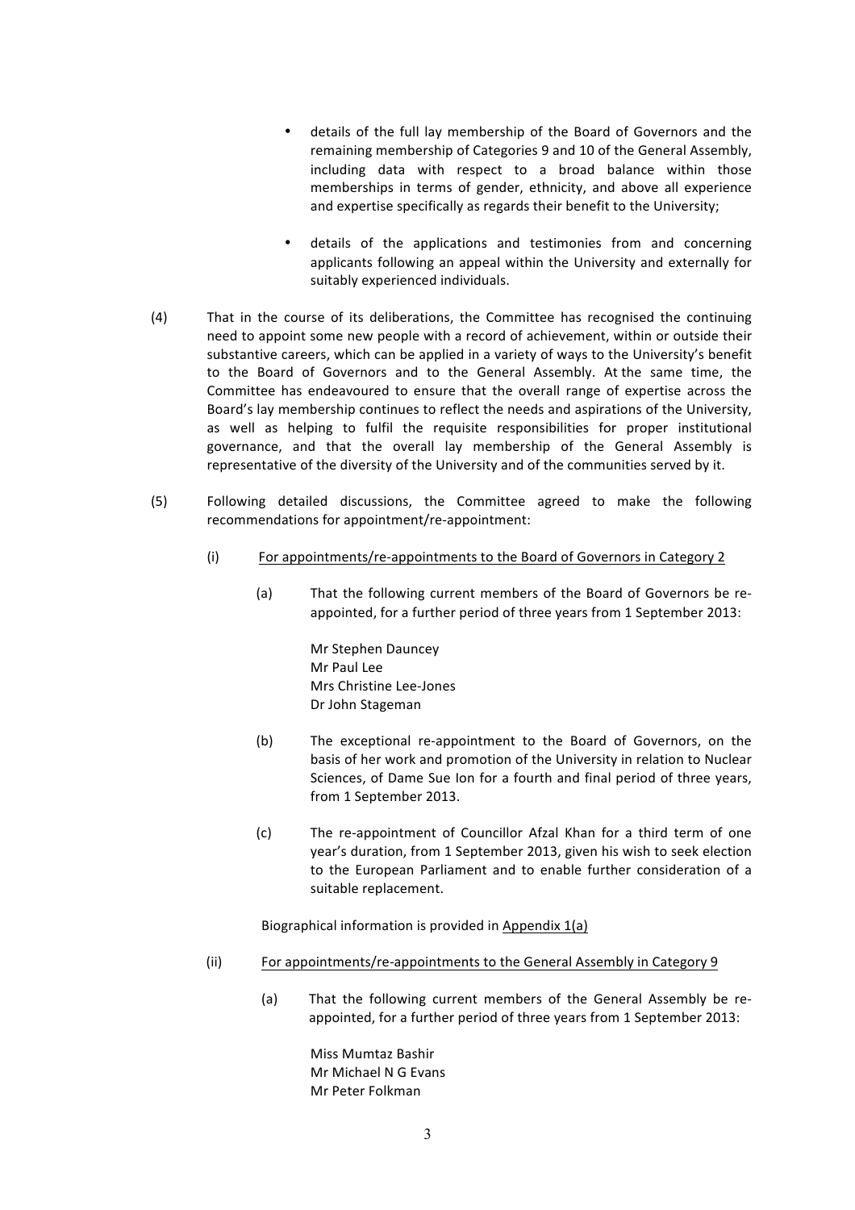- details of the full lay membership of the Board of Governors and the remaining membership of Categories 9 and 10 of the General Assembly, including data with respect to a broad balance within those memberships in terms of gender, ethnicity, and above all experience and expertise specifically as regards their benefit to the University;

- details of the applications and testimonies from and concerning applicants following an appeal within the University and externally for suitably experienced individuals.

(4) That in the course of its deliberations, the Committee has recognised the continuing need to appoint some new people with a record of achievement, within or outside their substantive careers, which can be applied in a variety of ways to the University's benefit to the Board of Governors and to the General Assembly. At the same time, the Committee has endeavoured to ensure that the overall range of expertise across the Board's lay membership continues to reflect the needs and aspirations of the University, as well as helping to fulfil the requisite responsibilities for proper institutional governance, and that the overall lay membership of the General Assembly is representative of the diversity of the University and of the communities served by it.

(5) Following detailed discussions, the Committee agreed to make the following recommendations for appointment/re-appointment:

(i) <u>For appointments/re-appointments to the Board of Governors in Category 2</u>

(a) That the following current members of the Board of Governors be re-appointed, for a further period of three years from 1 September 2013:

Mr Stephen Dauncey
Mr Paul Lee
Mrs Christine Lee-Jones
Dr John Stageman

(b) The exceptional re-appointment to the Board of Governors, on the basis of her work and promotion of the University in relation to Nuclear Sciences, of Dame Sue Ion for a fourth and final period of three years, from 1 September 2013.

(c) The re-appointment of Councillor Afzal Khan for a third term of one year's duration, from 1 September 2013, given his wish to seek election to the European Parliament and to enable further consideration of a suitable replacement.

Biographical information is provided in <u>Appendix 1(a)</u>

(ii) <u>For appointments/re-appointments to the General Assembly in Category 9</u>

(a) That the following current members of the General Assembly be re-appointed, for a further period of three years from 1 September 2013:

Miss Mumtaz Bashir
Mr Michael N G Evans
Mr Peter Folkman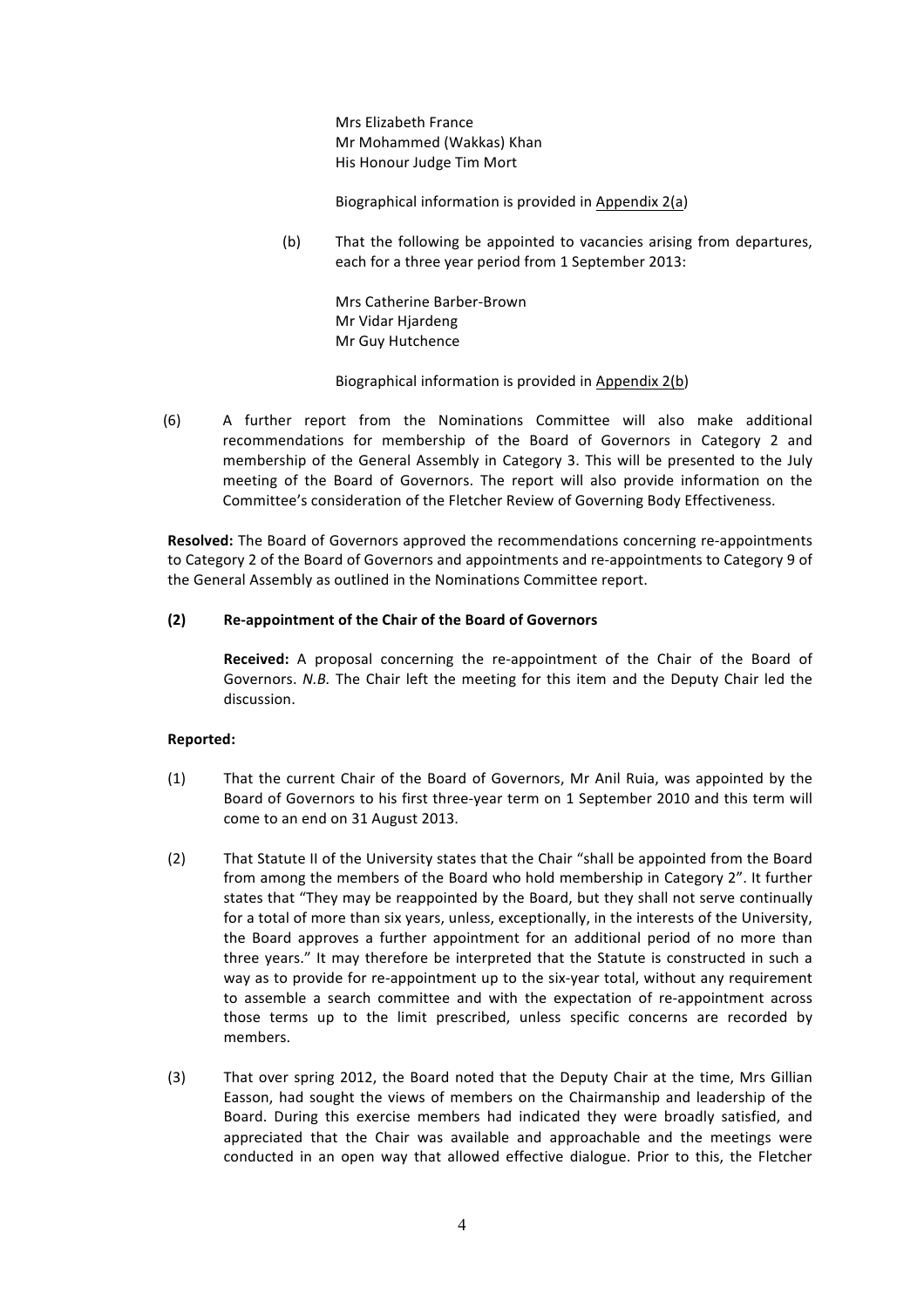Mrs Elizabeth France
Mr Mohammed (Wakkas) Khan
His Honour Judge Tim Mort

Biographical information is provided in Appendix 2(a)

(b) That the following be appointed to vacancies arising from departures, each for a three year period from 1 September 2013:

Mrs Catherine Barber-Brown
Mr Vidar Hjardeng
Mr Guy Hutchence

Biographical information is provided in Appendix 2(b)

(6) A further report from the Nominations Committee will also make additional recommendations for membership of the Board of Governors in Category 2 and membership of the General Assembly in Category 3. This will be presented to the July meeting of the Board of Governors. The report will also provide information on the Committee's consideration of the Fletcher Review of Governing Body Effectiveness.

**Resolved:** The Board of Governors approved the recommendations concerning re-appointments to Category 2 of the Board of Governors and appointments and re-appointments to Category 9 of the General Assembly as outlined in the Nominations Committee report.

**(2) Re-appointment of the Chair of the Board of Governors**

**Received:** A proposal concerning the re-appointment of the Chair of the Board of Governors. *N.B.* The Chair left the meeting for this item and the Deputy Chair led the discussion.

**Reported:**

(1) That the current Chair of the Board of Governors, Mr Anil Ruia, was appointed by the Board of Governors to his first three-year term on 1 September 2010 and this term will come to an end on 31 August 2013.

(2) That Statute II of the University states that the Chair "shall be appointed from the Board from among the members of the Board who hold membership in Category 2". It further states that "They may be reappointed by the Board, but they shall not serve continually for a total of more than six years, unless, exceptionally, in the interests of the University, the Board approves a further appointment for an additional period of no more than three years." It may therefore be interpreted that the Statute is constructed in such a way as to provide for re-appointment up to the six-year total, without any requirement to assemble a search committee and with the expectation of re-appointment across those terms up to the limit prescribed, unless specific concerns are recorded by members.

(3) That over spring 2012, the Board noted that the Deputy Chair at the time, Mrs Gillian Easson, had sought the views of members on the Chairmanship and leadership of the Board. During this exercise members had indicated they were broadly satisfied, and appreciated that the Chair was available and approachable and the meetings were conducted in an open way that allowed effective dialogue. Prior to this, the Fletcher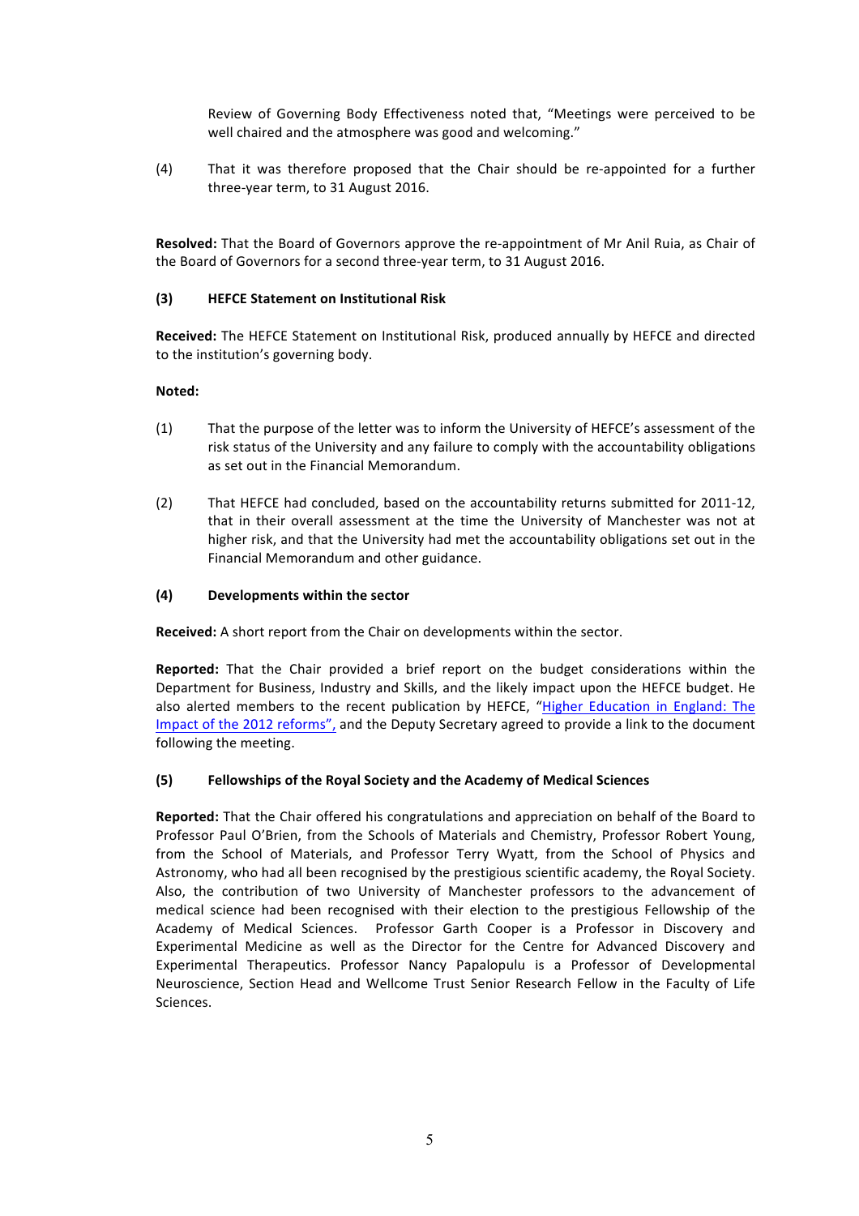Review of Governing Body Effectiveness noted that, "Meetings were perceived to be well chaired and the atmosphere was good and welcoming."

(4) That it was therefore proposed that the Chair should be re-appointed for a further three-year term, to 31 August 2016.

**Resolved:** That the Board of Governors approve the re-appointment of Mr Anil Ruia, as Chair of the Board of Governors for a second three-year term, to 31 August 2016.

**(3) HEFCE Statement on Institutional Risk**

**Received:** The HEFCE Statement on Institutional Risk, produced annually by HEFCE and directed to the institution's governing body.

**Noted:**

(1) That the purpose of the letter was to inform the University of HEFCE's assessment of the risk status of the University and any failure to comply with the accountability obligations as set out in the Financial Memorandum.

(2) That HEFCE had concluded, based on the accountability returns submitted for 2011-12, that in their overall assessment at the time the University of Manchester was not at higher risk, and that the University had met the accountability obligations set out in the Financial Memorandum and other guidance.

**(4) Developments within the sector**

**Received:** A short report from the Chair on developments within the sector.

**Reported:** That the Chair provided a brief report on the budget considerations within the Department for Business, Industry and Skills, and the likely impact upon the HEFCE budget. He also alerted members to the recent publication by HEFCE, "Higher Education in England: The Impact of the 2012 reforms", and the Deputy Secretary agreed to provide a link to the document following the meeting.

**(5) Fellowships of the Royal Society and the Academy of Medical Sciences**

**Reported:** That the Chair offered his congratulations and appreciation on behalf of the Board to Professor Paul O'Brien, from the Schools of Materials and Chemistry, Professor Robert Young, from the School of Materials, and Professor Terry Wyatt, from the School of Physics and Astronomy, who had all been recognised by the prestigious scientific academy, the Royal Society. Also, the contribution of two University of Manchester professors to the advancement of medical science had been recognised with their election to the prestigious Fellowship of the Academy of Medical Sciences. Professor Garth Cooper is a Professor in Discovery and Experimental Medicine as well as the Director for the Centre for Advanced Discovery and Experimental Therapeutics. Professor Nancy Papalopulu is a Professor of Developmental Neuroscience, Section Head and Wellcome Trust Senior Research Fellow in the Faculty of Life Sciences.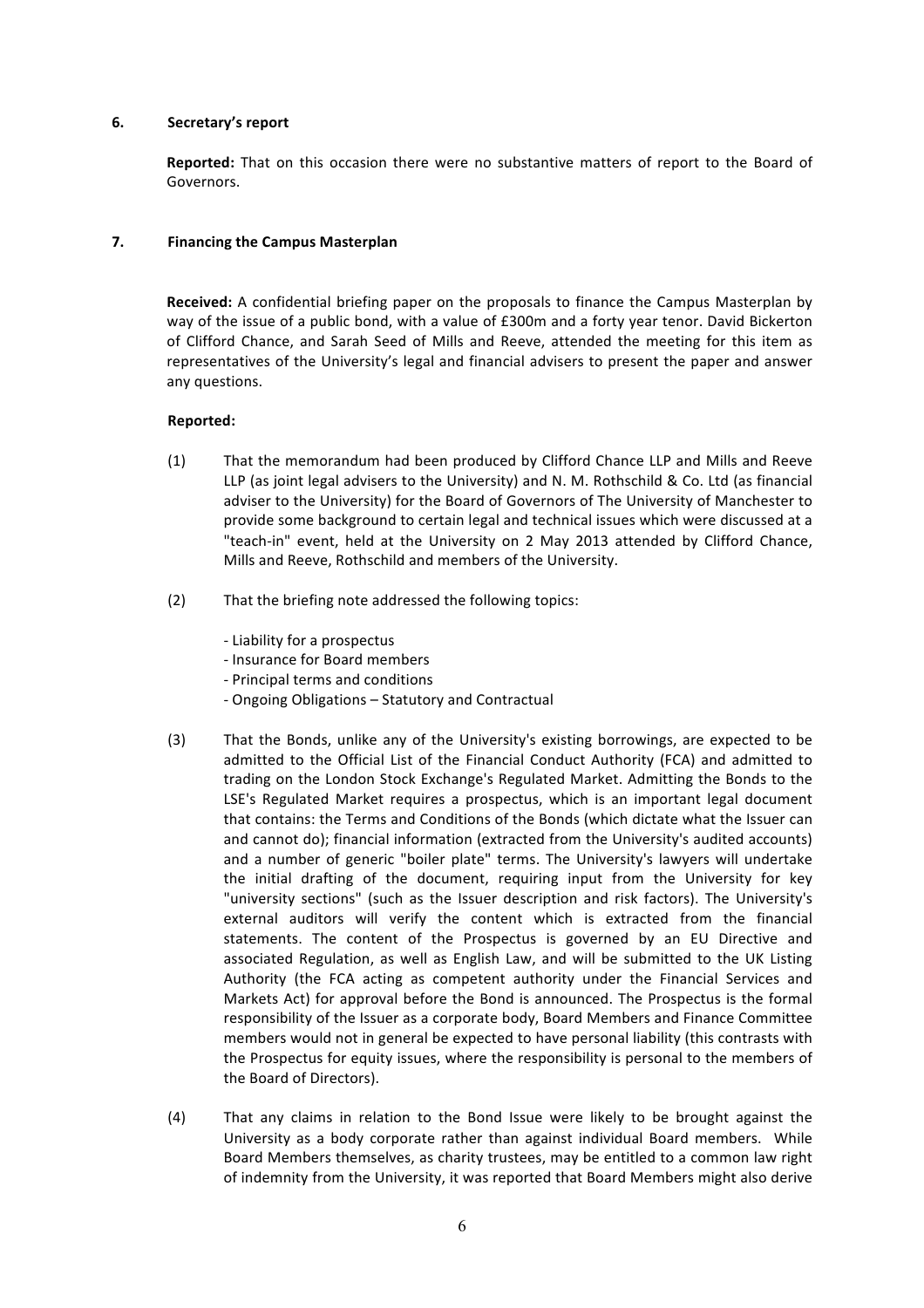## 6. Secretary's report

**Reported:** That on this occasion there were no substantive matters of report to the Board of Governors.

## 7. Financing the Campus Masterplan

**Received:** A confidential briefing paper on the proposals to finance the Campus Masterplan by way of the issue of a public bond, with a value of £300m and a forty year tenor. David Bickerton of Clifford Chance, and Sarah Seed of Mills and Reeve, attended the meeting for this item as representatives of the University's legal and financial advisers to present the paper and answer any questions.

**Reported:**

(1) That the memorandum had been produced by Clifford Chance LLP and Mills and Reeve LLP (as joint legal advisers to the University) and N. M. Rothschild & Co. Ltd (as financial adviser to the University) for the Board of Governors of The University of Manchester to provide some background to certain legal and technical issues which were discussed at a "teach-in" event, held at the University on 2 May 2013 attended by Clifford Chance, Mills and Reeve, Rothschild and members of the University.

(2) That the briefing note addressed the following topics:

- Liability for a prospectus
- Insurance for Board members
- Principal terms and conditions
- Ongoing Obligations – Statutory and Contractual

(3) That the Bonds, unlike any of the University's existing borrowings, are expected to be admitted to the Official List of the Financial Conduct Authority (FCA) and admitted to trading on the London Stock Exchange's Regulated Market. Admitting the Bonds to the LSE's Regulated Market requires a prospectus, which is an important legal document that contains: the Terms and Conditions of the Bonds (which dictate what the Issuer can and cannot do); financial information (extracted from the University's audited accounts) and a number of generic "boiler plate" terms. The University's lawyers will undertake the initial drafting of the document, requiring input from the University for key "university sections" (such as the Issuer description and risk factors). The University's external auditors will verify the content which is extracted from the financial statements. The content of the Prospectus is governed by an EU Directive and associated Regulation, as well as English Law, and will be submitted to the UK Listing Authority (the FCA acting as competent authority under the Financial Services and Markets Act) for approval before the Bond is announced. The Prospectus is the formal responsibility of the Issuer as a corporate body, Board Members and Finance Committee members would not in general be expected to have personal liability (this contrasts with the Prospectus for equity issues, where the responsibility is personal to the members of the Board of Directors).

(4) That any claims in relation to the Bond Issue were likely to be brought against the University as a body corporate rather than against individual Board members. While Board Members themselves, as charity trustees, may be entitled to a common law right of indemnity from the University, it was reported that Board Members might also derive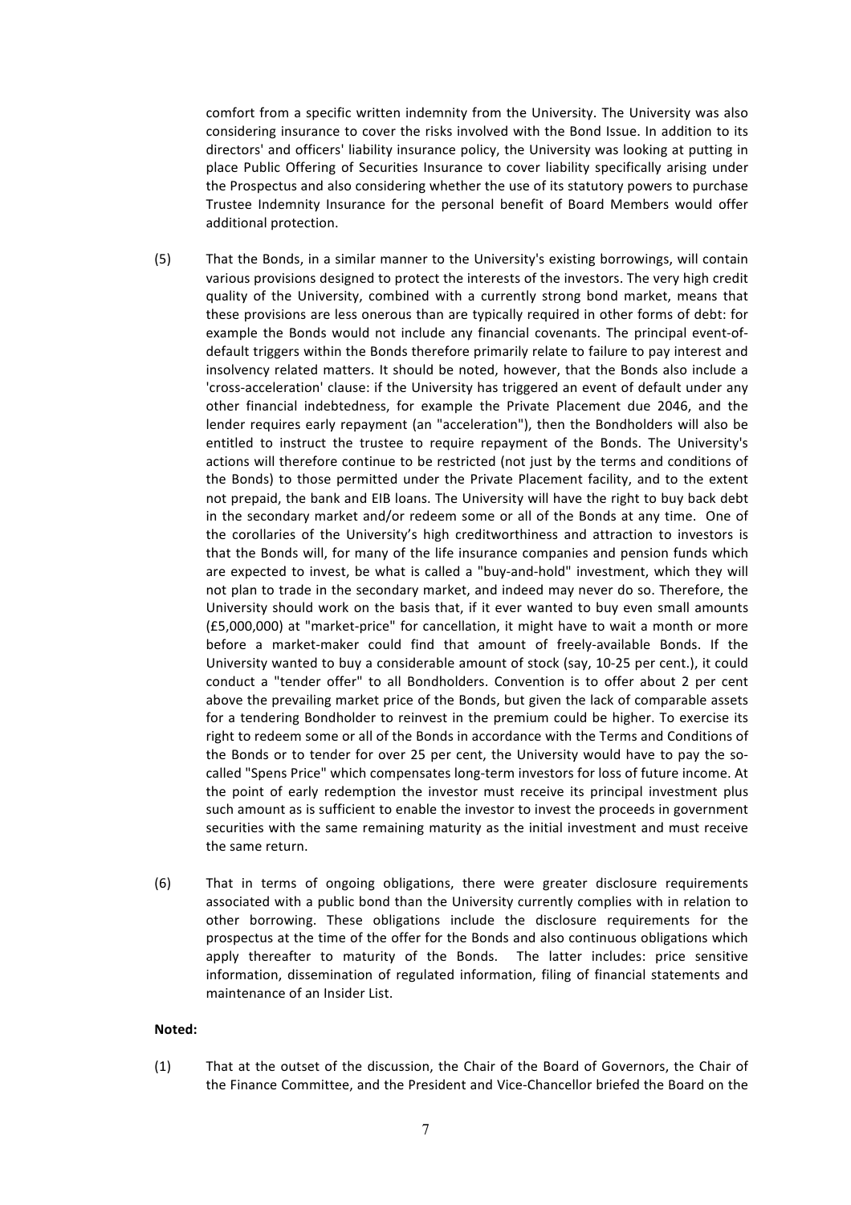comfort from a specific written indemnity from the University. The University was also considering insurance to cover the risks involved with the Bond Issue. In addition to its directors' and officers' liability insurance policy, the University was looking at putting in place Public Offering of Securities Insurance to cover liability specifically arising under the Prospectus and also considering whether the use of its statutory powers to purchase Trustee Indemnity Insurance for the personal benefit of Board Members would offer additional protection.

(5) That the Bonds, in a similar manner to the University's existing borrowings, will contain various provisions designed to protect the interests of the investors. The very high credit quality of the University, combined with a currently strong bond market, means that these provisions are less onerous than are typically required in other forms of debt: for example the Bonds would not include any financial covenants. The principal event-of-default triggers within the Bonds therefore primarily relate to failure to pay interest and insolvency related matters. It should be noted, however, that the Bonds also include a 'cross-acceleration' clause: if the University has triggered an event of default under any other financial indebtedness, for example the Private Placement due 2046, and the lender requires early repayment (an "acceleration"), then the Bondholders will also be entitled to instruct the trustee to require repayment of the Bonds. The University's actions will therefore continue to be restricted (not just by the terms and conditions of the Bonds) to those permitted under the Private Placement facility, and to the extent not prepaid, the bank and EIB loans. The University will have the right to buy back debt in the secondary market and/or redeem some or all of the Bonds at any time. One of the corollaries of the University's high creditworthiness and attraction to investors is that the Bonds will, for many of the life insurance companies and pension funds which are expected to invest, be what is called a "buy-and-hold" investment, which they will not plan to trade in the secondary market, and indeed may never do so. Therefore, the University should work on the basis that, if it ever wanted to buy even small amounts (£5,000,000) at "market-price" for cancellation, it might have to wait a month or more before a market-maker could find that amount of freely-available Bonds. If the University wanted to buy a considerable amount of stock (say, 10-25 per cent.), it could conduct a "tender offer" to all Bondholders. Convention is to offer about 2 per cent above the prevailing market price of the Bonds, but given the lack of comparable assets for a tendering Bondholder to reinvest in the premium could be higher. To exercise its right to redeem some or all of the Bonds in accordance with the Terms and Conditions of the Bonds or to tender for over 25 per cent, the University would have to pay the so-called "Spens Price" which compensates long-term investors for loss of future income. At the point of early redemption the investor must receive its principal investment plus such amount as is sufficient to enable the investor to invest the proceeds in government securities with the same remaining maturity as the initial investment and must receive the same return.

(6) That in terms of ongoing obligations, there were greater disclosure requirements associated with a public bond than the University currently complies with in relation to other borrowing. These obligations include the disclosure requirements for the prospectus at the time of the offer for the Bonds and also continuous obligations which apply thereafter to maturity of the Bonds. The latter includes: price sensitive information, dissemination of regulated information, filing of financial statements and maintenance of an Insider List.

**Noted:**

(1) That at the outset of the discussion, the Chair of the Board of Governors, the Chair of the Finance Committee, and the President and Vice-Chancellor briefed the Board on the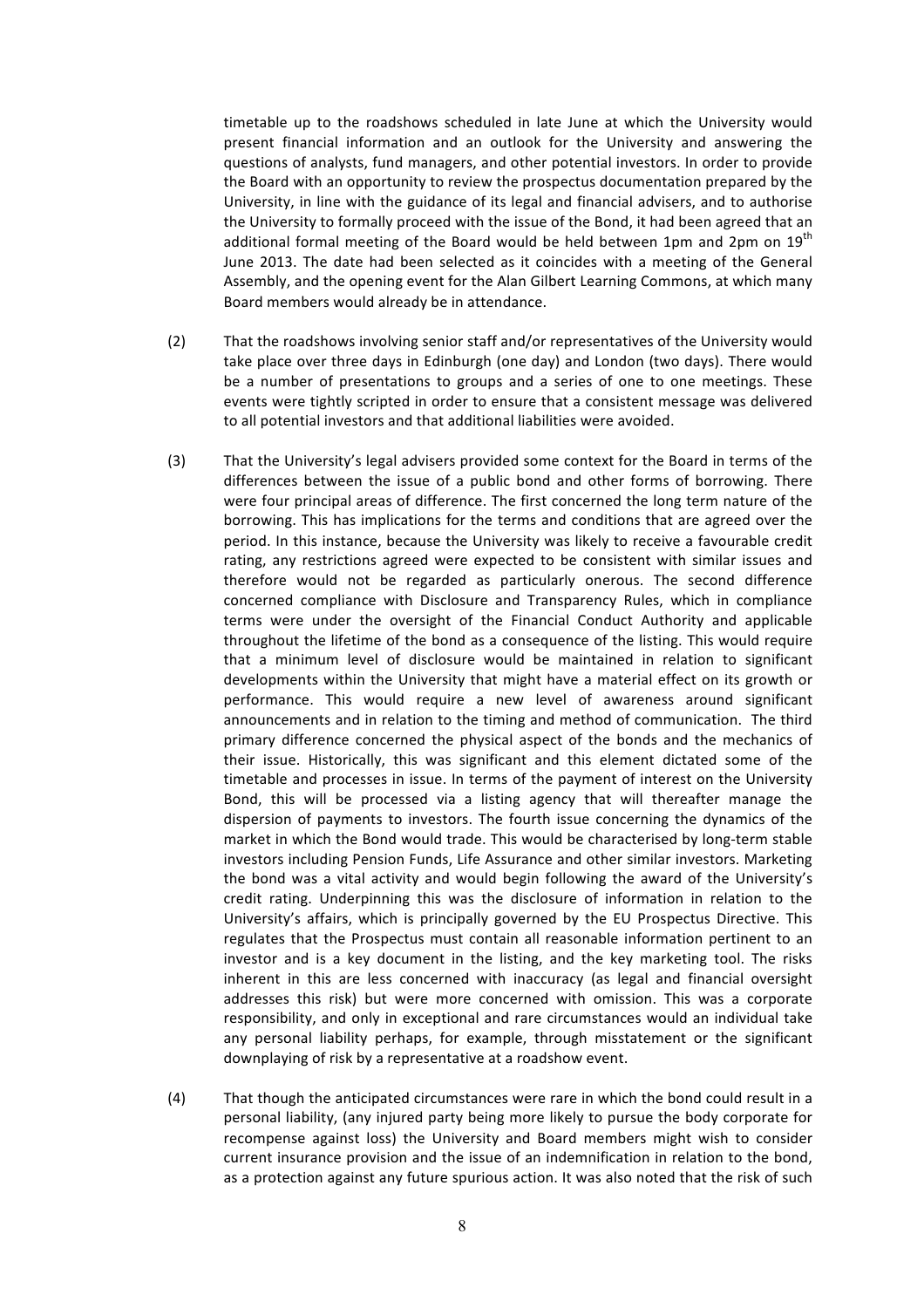timetable up to the roadshows scheduled in late June at which the University would present financial information and an outlook for the University and answering the questions of analysts, fund managers, and other potential investors. In order to provide the Board with an opportunity to review the prospectus documentation prepared by the University, in line with the guidance of its legal and financial advisers, and to authorise the University to formally proceed with the issue of the Bond, it had been agreed that an additional formal meeting of the Board would be held between 1pm and 2pm on 19th June 2013. The date had been selected as it coincides with a meeting of the General Assembly, and the opening event for the Alan Gilbert Learning Commons, at which many Board members would already be in attendance.

(2) That the roadshows involving senior staff and/or representatives of the University would take place over three days in Edinburgh (one day) and London (two days). There would be a number of presentations to groups and a series of one to one meetings. These events were tightly scripted in order to ensure that a consistent message was delivered to all potential investors and that additional liabilities were avoided.

(3) That the University's legal advisers provided some context for the Board in terms of the differences between the issue of a public bond and other forms of borrowing. There were four principal areas of difference. The first concerned the long term nature of the borrowing. This has implications for the terms and conditions that are agreed over the period. In this instance, because the University was likely to receive a favourable credit rating, any restrictions agreed were expected to be consistent with similar issues and therefore would not be regarded as particularly onerous. The second difference concerned compliance with Disclosure and Transparency Rules, which in compliance terms were under the oversight of the Financial Conduct Authority and applicable throughout the lifetime of the bond as a consequence of the listing. This would require that a minimum level of disclosure would be maintained in relation to significant developments within the University that might have a material effect on its growth or performance. This would require a new level of awareness around significant announcements and in relation to the timing and method of communication. The third primary difference concerned the physical aspect of the bonds and the mechanics of their issue. Historically, this was significant and this element dictated some of the timetable and processes in issue. In terms of the payment of interest on the University Bond, this will be processed via a listing agency that will thereafter manage the dispersion of payments to investors. The fourth issue concerning the dynamics of the market in which the Bond would trade. This would be characterised by long-term stable investors including Pension Funds, Life Assurance and other similar investors. Marketing the bond was a vital activity and would begin following the award of the University's credit rating. Underpinning this was the disclosure of information in relation to the University's affairs, which is principally governed by the EU Prospectus Directive. This regulates that the Prospectus must contain all reasonable information pertinent to an investor and is a key document in the listing, and the key marketing tool. The risks inherent in this are less concerned with inaccuracy (as legal and financial oversight addresses this risk) but were more concerned with omission. This was a corporate responsibility, and only in exceptional and rare circumstances would an individual take any personal liability perhaps, for example, through misstatement or the significant downplaying of risk by a representative at a roadshow event.

(4) That though the anticipated circumstances were rare in which the bond could result in a personal liability, (any injured party being more likely to pursue the body corporate for recompense against loss) the University and Board members might wish to consider current insurance provision and the issue of an indemnification in relation to the bond, as a protection against any future spurious action. It was also noted that the risk of such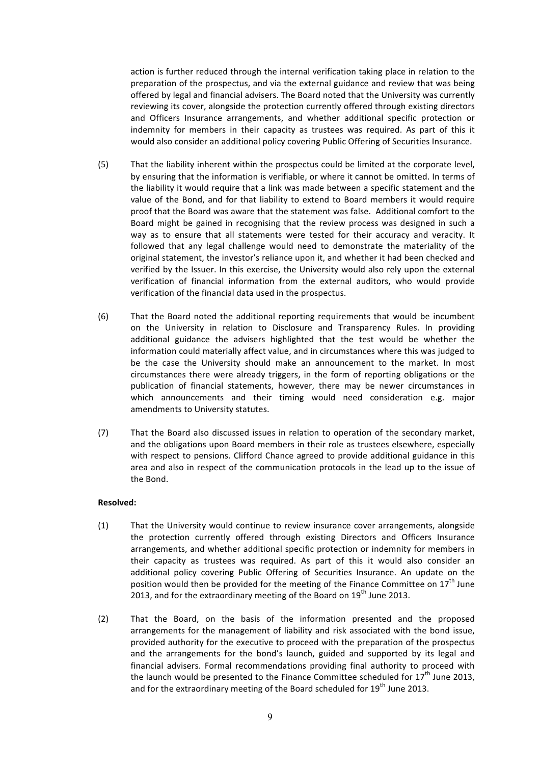action is further reduced through the internal verification taking place in relation to the preparation of the prospectus, and via the external guidance and review that was being offered by legal and financial advisers. The Board noted that the University was currently reviewing its cover, alongside the protection currently offered through existing directors and Officers Insurance arrangements, and whether additional specific protection or indemnity for members in their capacity as trustees was required. As part of this it would also consider an additional policy covering Public Offering of Securities Insurance.

(5) That the liability inherent within the prospectus could be limited at the corporate level, by ensuring that the information is verifiable, or where it cannot be omitted. In terms of the liability it would require that a link was made between a specific statement and the value of the Bond, and for that liability to extend to Board members it would require proof that the Board was aware that the statement was false. Additional comfort to the Board might be gained in recognising that the review process was designed in such a way as to ensure that all statements were tested for their accuracy and veracity. It followed that any legal challenge would need to demonstrate the materiality of the original statement, the investor's reliance upon it, and whether it had been checked and verified by the Issuer. In this exercise, the University would also rely upon the external verification of financial information from the external auditors, who would provide verification of the financial data used in the prospectus.

(6) That the Board noted the additional reporting requirements that would be incumbent on the University in relation to Disclosure and Transparency Rules. In providing additional guidance the advisers highlighted that the test would be whether the information could materially affect value, and in circumstances where this was judged to be the case the University should make an announcement to the market. In most circumstances there were already triggers, in the form of reporting obligations or the publication of financial statements, however, there may be newer circumstances in which announcements and their timing would need consideration e.g. major amendments to University statutes.

(7) That the Board also discussed issues in relation to operation of the secondary market, and the obligations upon Board members in their role as trustees elsewhere, especially with respect to pensions. Clifford Chance agreed to provide additional guidance in this area and also in respect of the communication protocols in the lead up to the issue of the Bond.

**Resolved:**

(1) That the University would continue to review insurance cover arrangements, alongside the protection currently offered through existing Directors and Officers Insurance arrangements, and whether additional specific protection or indemnity for members in their capacity as trustees was required. As part of this it would also consider an additional policy covering Public Offering of Securities Insurance. An update on the position would then be provided for the meeting of the Finance Committee on 17th June 2013, and for the extraordinary meeting of the Board on 19th June 2013.

(2) That the Board, on the basis of the information presented and the proposed arrangements for the management of liability and risk associated with the bond issue, provided authority for the executive to proceed with the preparation of the prospectus and the arrangements for the bond's launch, guided and supported by its legal and financial advisers. Formal recommendations providing final authority to proceed with the launch would be presented to the Finance Committee scheduled for 17th June 2013, and for the extraordinary meeting of the Board scheduled for 19th June 2013.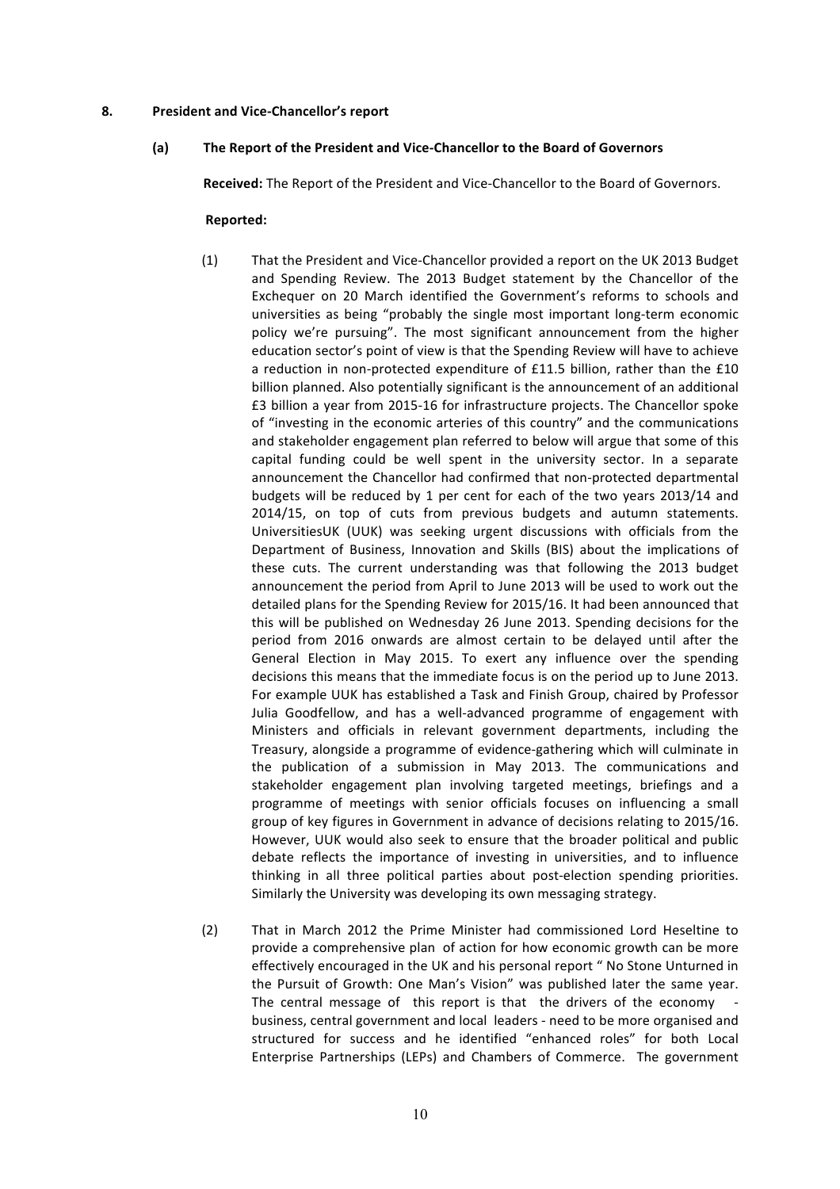## 8. President and Vice-Chancellor's report

### (a) The Report of the President and Vice-Chancellor to the Board of Governors

**Received:** The Report of the President and Vice-Chancellor to the Board of Governors.

**Reported:**

(1) That the President and Vice-Chancellor provided a report on the UK 2013 Budget and Spending Review. The 2013 Budget statement by the Chancellor of the Exchequer on 20 March identified the Government's reforms to schools and universities as being "probably the single most important long-term economic policy we're pursuing". The most significant announcement from the higher education sector's point of view is that the Spending Review will have to achieve a reduction in non-protected expenditure of £11.5 billion, rather than the £10 billion planned. Also potentially significant is the announcement of an additional £3 billion a year from 2015-16 for infrastructure projects. The Chancellor spoke of "investing in the economic arteries of this country" and the communications and stakeholder engagement plan referred to below will argue that some of this capital funding could be well spent in the university sector. In a separate announcement the Chancellor had confirmed that non-protected departmental budgets will be reduced by 1 per cent for each of the two years 2013/14 and 2014/15, on top of cuts from previous budgets and autumn statements. UniversitiesUK (UUK) was seeking urgent discussions with officials from the Department of Business, Innovation and Skills (BIS) about the implications of these cuts. The current understanding was that following the 2013 budget announcement the period from April to June 2013 will be used to work out the detailed plans for the Spending Review for 2015/16. It had been announced that this will be published on Wednesday 26 June 2013. Spending decisions for the period from 2016 onwards are almost certain to be delayed until after the General Election in May 2015. To exert any influence over the spending decisions this means that the immediate focus is on the period up to June 2013. For example UUK has established a Task and Finish Group, chaired by Professor Julia Goodfellow, and has a well-advanced programme of engagement with Ministers and officials in relevant government departments, including the Treasury, alongside a programme of evidence-gathering which will culminate in the publication of a submission in May 2013. The communications and stakeholder engagement plan involving targeted meetings, briefings and a programme of meetings with senior officials focuses on influencing a small group of key figures in Government in advance of decisions relating to 2015/16. However, UUK would also seek to ensure that the broader political and public debate reflects the importance of investing in universities, and to influence thinking in all three political parties about post-election spending priorities. Similarly the University was developing its own messaging strategy.

(2) That in March 2012 the Prime Minister had commissioned Lord Heseltine to provide a comprehensive plan of action for how economic growth can be more effectively encouraged in the UK and his personal report " No Stone Unturned in the Pursuit of Growth: One Man's Vision" was published later the same year. The central message of this report is that the drivers of the economy - business, central government and local leaders - need to be more organised and structured for success and he identified "enhanced roles" for both Local Enterprise Partnerships (LEPs) and Chambers of Commerce. The government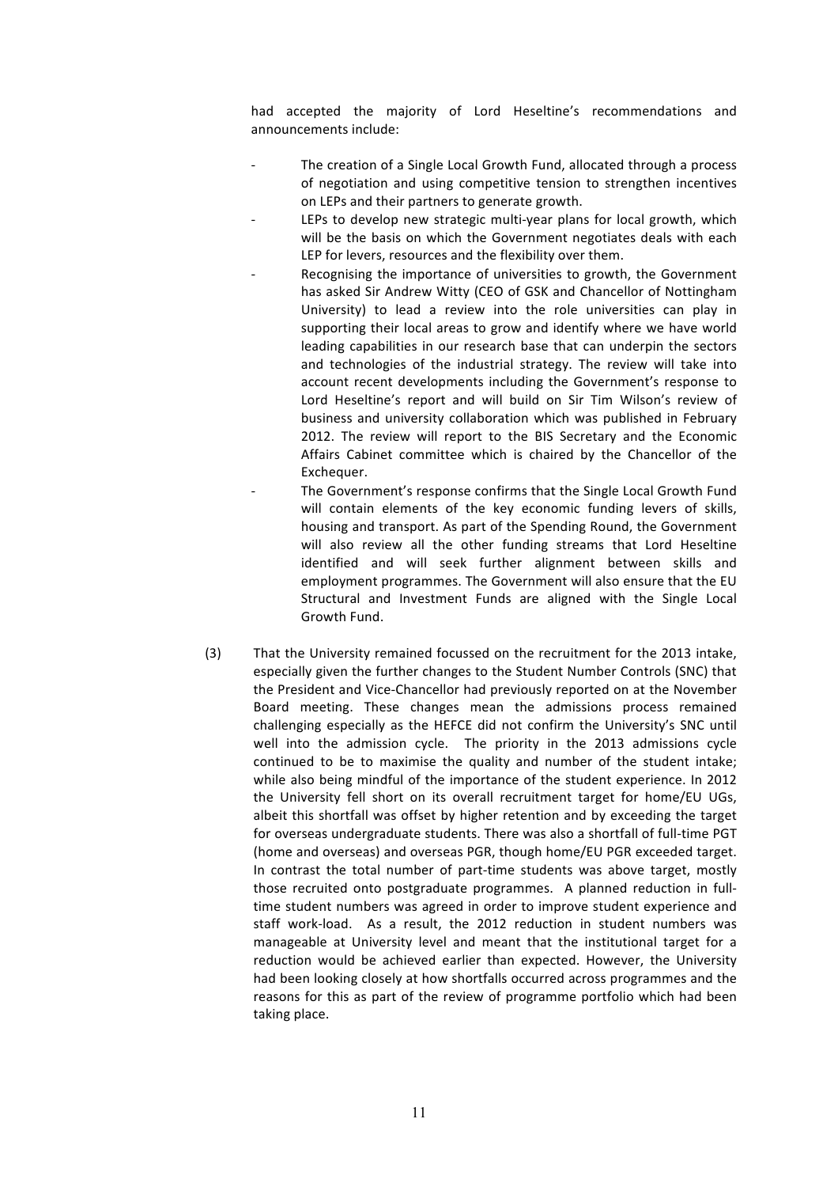had accepted the majority of Lord Heseltine's recommendations and announcements include:

- The creation of a Single Local Growth Fund, allocated through a process of negotiation and using competitive tension to strengthen incentives on LEPs and their partners to generate growth.
- LEPs to develop new strategic multi-year plans for local growth, which will be the basis on which the Government negotiates deals with each LEP for levers, resources and the flexibility over them.
- Recognising the importance of universities to growth, the Government has asked Sir Andrew Witty (CEO of GSK and Chancellor of Nottingham University) to lead a review into the role universities can play in supporting their local areas to grow and identify where we have world leading capabilities in our research base that can underpin the sectors and technologies of the industrial strategy. The review will take into account recent developments including the Government's response to Lord Heseltine's report and will build on Sir Tim Wilson's review of business and university collaboration which was published in February 2012. The review will report to the BIS Secretary and the Economic Affairs Cabinet committee which is chaired by the Chancellor of the Exchequer.
- The Government's response confirms that the Single Local Growth Fund will contain elements of the key economic funding levers of skills, housing and transport. As part of the Spending Round, the Government will also review all the other funding streams that Lord Heseltine identified and will seek further alignment between skills and employment programmes. The Government will also ensure that the EU Structural and Investment Funds are aligned with the Single Local Growth Fund.

(3) That the University remained focussed on the recruitment for the 2013 intake, especially given the further changes to the Student Number Controls (SNC) that the President and Vice-Chancellor had previously reported on at the November Board meeting. These changes mean the admissions process remained challenging especially as the HEFCE did not confirm the University's SNC until well into the admission cycle. The priority in the 2013 admissions cycle continued to be to maximise the quality and number of the student intake; while also being mindful of the importance of the student experience. In 2012 the University fell short on its overall recruitment target for home/EU UGs, albeit this shortfall was offset by higher retention and by exceeding the target for overseas undergraduate students. There was also a shortfall of full-time PGT (home and overseas) and overseas PGR, though home/EU PGR exceeded target. In contrast the total number of part-time students was above target, mostly those recruited onto postgraduate programmes. A planned reduction in full-time student numbers was agreed in order to improve student experience and staff work-load. As a result, the 2012 reduction in student numbers was manageable at University level and meant that the institutional target for a reduction would be achieved earlier than expected. However, the University had been looking closely at how shortfalls occurred across programmes and the reasons for this as part of the review of programme portfolio which had been taking place.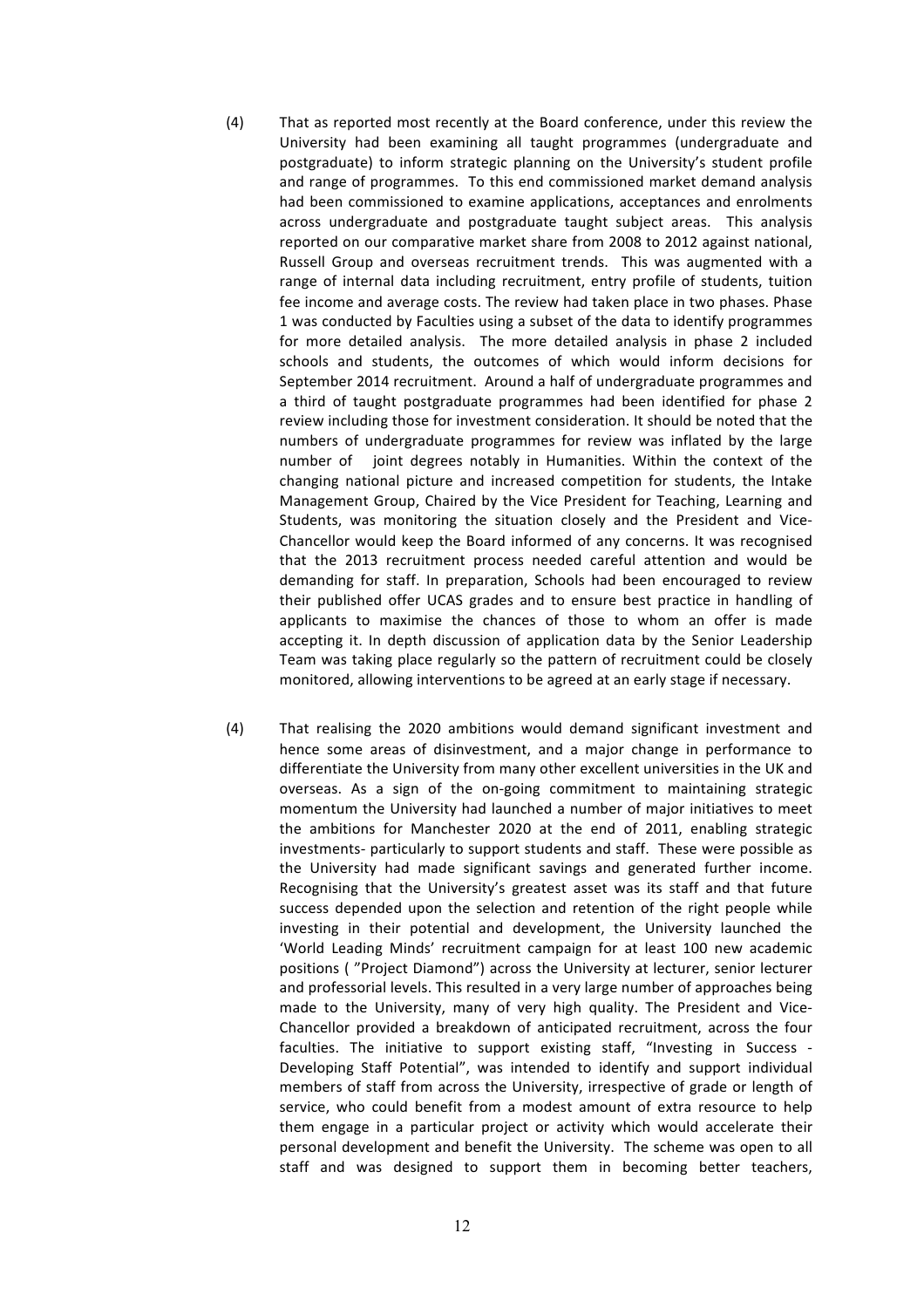(4) That as reported most recently at the Board conference, under this review the University had been examining all taught programmes (undergraduate and postgraduate) to inform strategic planning on the University's student profile and range of programmes. To this end commissioned market demand analysis had been commissioned to examine applications, acceptances and enrolments across undergraduate and postgraduate taught subject areas. This analysis reported on our comparative market share from 2008 to 2012 against national, Russell Group and overseas recruitment trends. This was augmented with a range of internal data including recruitment, entry profile of students, tuition fee income and average costs. The review had taken place in two phases. Phase 1 was conducted by Faculties using a subset of the data to identify programmes for more detailed analysis. The more detailed analysis in phase 2 included schools and students, the outcomes of which would inform decisions for September 2014 recruitment. Around a half of undergraduate programmes and a third of taught postgraduate programmes had been identified for phase 2 review including those for investment consideration. It should be noted that the numbers of undergraduate programmes for review was inflated by the large number of joint degrees notably in Humanities. Within the context of the changing national picture and increased competition for students, the Intake Management Group, Chaired by the Vice President for Teaching, Learning and Students, was monitoring the situation closely and the President and Vice-Chancellor would keep the Board informed of any concerns. It was recognised that the 2013 recruitment process needed careful attention and would be demanding for staff. In preparation, Schools had been encouraged to review their published offer UCAS grades and to ensure best practice in handling of applicants to maximise the chances of those to whom an offer is made accepting it. In depth discussion of application data by the Senior Leadership Team was taking place regularly so the pattern of recruitment could be closely monitored, allowing interventions to be agreed at an early stage if necessary.

(4) That realising the 2020 ambitions would demand significant investment and hence some areas of disinvestment, and a major change in performance to differentiate the University from many other excellent universities in the UK and overseas. As a sign of the on-going commitment to maintaining strategic momentum the University had launched a number of major initiatives to meet the ambitions for Manchester 2020 at the end of 2011, enabling strategic investments- particularly to support students and staff. These were possible as the University had made significant savings and generated further income. Recognising that the University's greatest asset was its staff and that future success depended upon the selection and retention of the right people while investing in their potential and development, the University launched the 'World Leading Minds' recruitment campaign for at least 100 new academic positions ( "Project Diamond") across the University at lecturer, senior lecturer and professorial levels. This resulted in a very large number of approaches being made to the University, many of very high quality. The President and Vice-Chancellor provided a breakdown of anticipated recruitment, across the four faculties. The initiative to support existing staff, "Investing in Success - Developing Staff Potential", was intended to identify and support individual members of staff from across the University, irrespective of grade or length of service, who could benefit from a modest amount of extra resource to help them engage in a particular project or activity which would accelerate their personal development and benefit the University. The scheme was open to all staff and was designed to support them in becoming better teachers,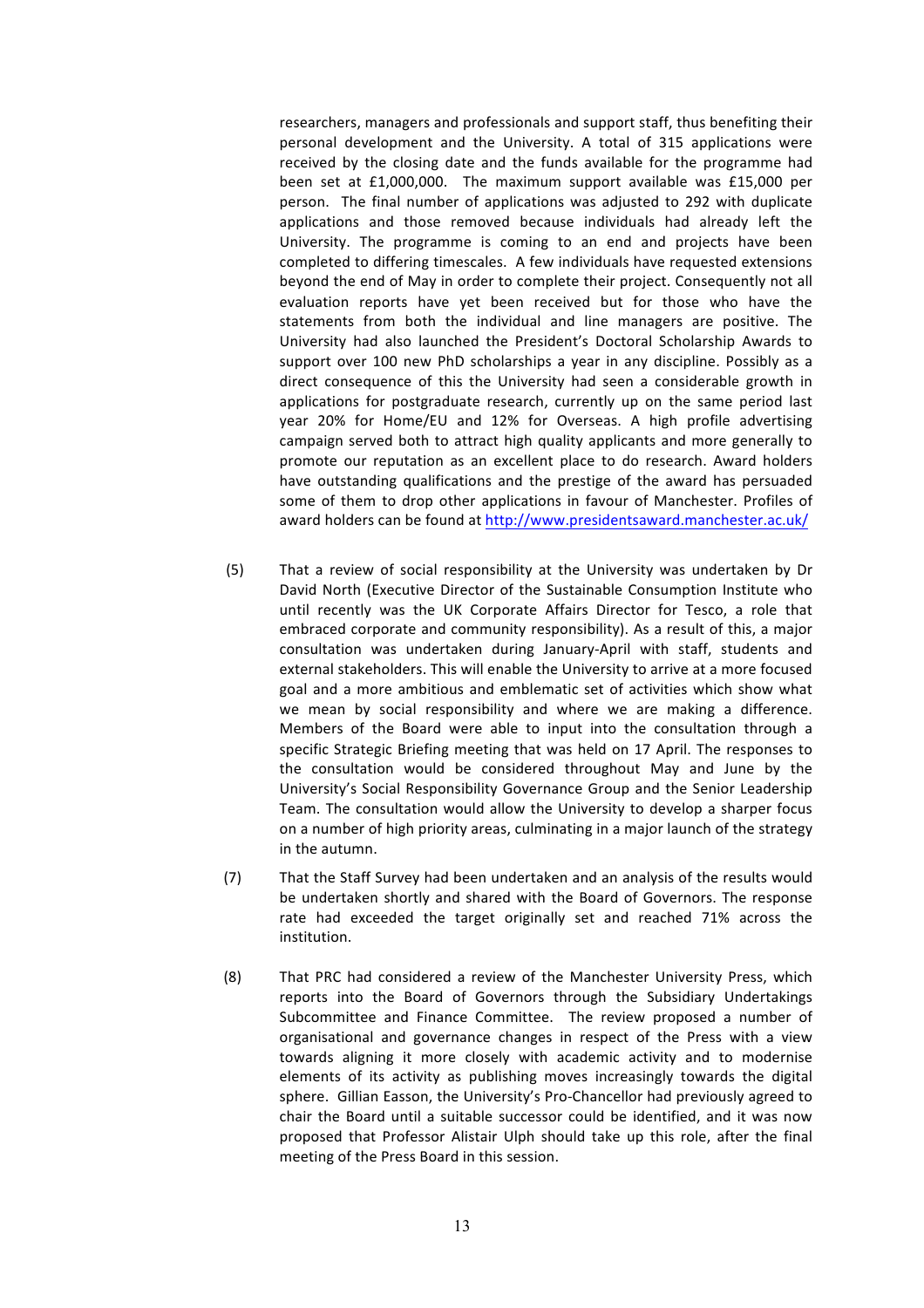researchers, managers and professionals and support staff, thus benefiting their personal development and the University. A total of 315 applications were received by the closing date and the funds available for the programme had been set at £1,000,000. The maximum support available was £15,000 per person. The final number of applications was adjusted to 292 with duplicate applications and those removed because individuals had already left the University. The programme is coming to an end and projects have been completed to differing timescales. A few individuals have requested extensions beyond the end of May in order to complete their project. Consequently not all evaluation reports have yet been received but for those who have the statements from both the individual and line managers are positive. The University had also launched the President's Doctoral Scholarship Awards to support over 100 new PhD scholarships a year in any discipline. Possibly as a direct consequence of this the University had seen a considerable growth in applications for postgraduate research, currently up on the same period last year 20% for Home/EU and 12% for Overseas. A high profile advertising campaign served both to attract high quality applicants and more generally to promote our reputation as an excellent place to do research. Award holders have outstanding qualifications and the prestige of the award has persuaded some of them to drop other applications in favour of Manchester. Profiles of award holders can be found at http://www.presidentsaward.manchester.ac.uk/

(5) That a review of social responsibility at the University was undertaken by Dr David North (Executive Director of the Sustainable Consumption Institute who until recently was the UK Corporate Affairs Director for Tesco, a role that embraced corporate and community responsibility). As a result of this, a major consultation was undertaken during January-April with staff, students and external stakeholders. This will enable the University to arrive at a more focused goal and a more ambitious and emblematic set of activities which show what we mean by social responsibility and where we are making a difference. Members of the Board were able to input into the consultation through a specific Strategic Briefing meeting that was held on 17 April. The responses to the consultation would be considered throughout May and June by the University's Social Responsibility Governance Group and the Senior Leadership Team. The consultation would allow the University to develop a sharper focus on a number of high priority areas, culminating in a major launch of the strategy in the autumn.

(7) That the Staff Survey had been undertaken and an analysis of the results would be undertaken shortly and shared with the Board of Governors. The response rate had exceeded the target originally set and reached 71% across the institution.

(8) That PRC had considered a review of the Manchester University Press, which reports into the Board of Governors through the Subsidiary Undertakings Subcommittee and Finance Committee. The review proposed a number of organisational and governance changes in respect of the Press with a view towards aligning it more closely with academic activity and to modernise elements of its activity as publishing moves increasingly towards the digital sphere. Gillian Easson, the University's Pro-Chancellor had previously agreed to chair the Board until a suitable successor could be identified, and it was now proposed that Professor Alistair Ulph should take up this role, after the final meeting of the Press Board in this session.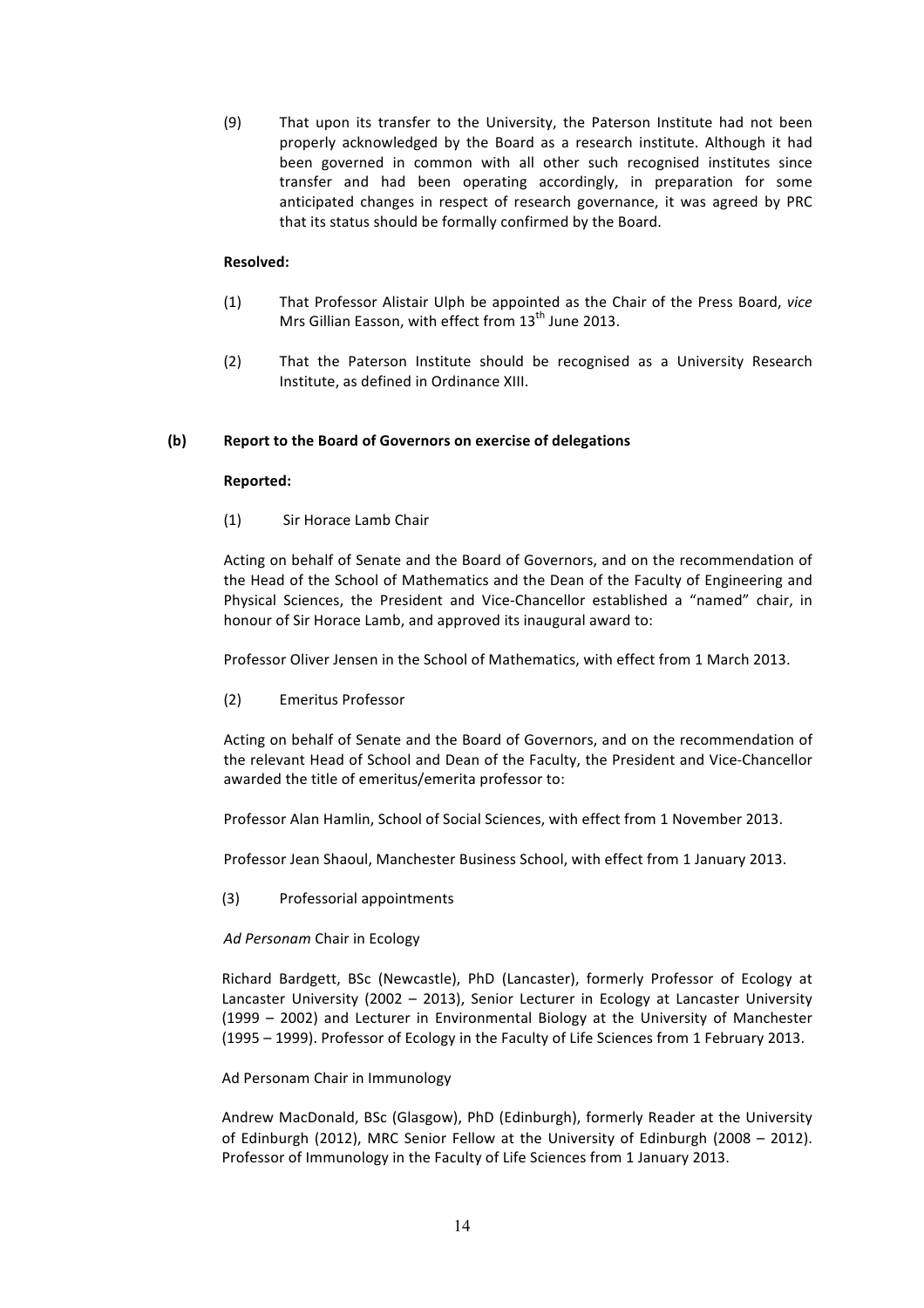(9) That upon its transfer to the University, the Paterson Institute had not been properly acknowledged by the Board as a research institute. Although it had been governed in common with all other such recognised institutes since transfer and had been operating accordingly, in preparation for some anticipated changes in respect of research governance, it was agreed by PRC that its status should be formally confirmed by the Board.

**Resolved:**

(1) That Professor Alistair Ulph be appointed as the Chair of the Press Board, *vice* Mrs Gillian Easson, with effect from 13th June 2013.

(2) That the Paterson Institute should be recognised as a University Research Institute, as defined in Ordinance XIII.

**(b) Report to the Board of Governors on exercise of delegations**

**Reported:**

(1) Sir Horace Lamb Chair

Acting on behalf of Senate and the Board of Governors, and on the recommendation of the Head of the School of Mathematics and the Dean of the Faculty of Engineering and Physical Sciences, the President and Vice-Chancellor established a "named" chair, in honour of Sir Horace Lamb, and approved its inaugural award to:

Professor Oliver Jensen in the School of Mathematics, with effect from 1 March 2013.

(2) Emeritus Professor

Acting on behalf of Senate and the Board of Governors, and on the recommendation of the relevant Head of School and Dean of the Faculty, the President and Vice-Chancellor awarded the title of emeritus/emerita professor to:

Professor Alan Hamlin, School of Social Sciences, with effect from 1 November 2013.

Professor Jean Shaoul, Manchester Business School, with effect from 1 January 2013.

(3) Professorial appointments

*Ad Personam* Chair in Ecology

Richard Bardgett, BSc (Newcastle), PhD (Lancaster), formerly Professor of Ecology at Lancaster University (2002 – 2013), Senior Lecturer in Ecology at Lancaster University (1999 – 2002) and Lecturer in Environmental Biology at the University of Manchester (1995 – 1999). Professor of Ecology in the Faculty of Life Sciences from 1 February 2013.

Ad Personam Chair in Immunology

Andrew MacDonald, BSc (Glasgow), PhD (Edinburgh), formerly Reader at the University of Edinburgh (2012), MRC Senior Fellow at the University of Edinburgh (2008 – 2012). Professor of Immunology in the Faculty of Life Sciences from 1 January 2013.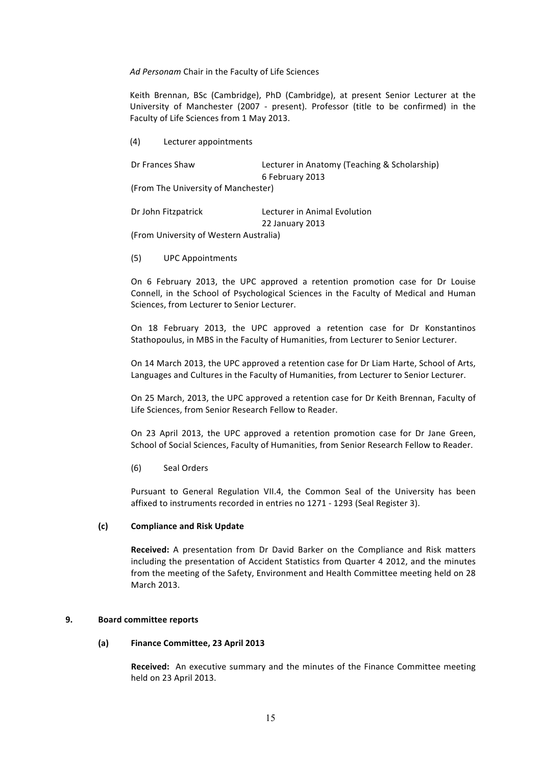*Ad Personam* Chair in the Faculty of Life Sciences

Keith Brennan, BSc (Cambridge), PhD (Cambridge), at present Senior Lecturer at the University of Manchester (2007 - present). Professor (title to be confirmed) in the Faculty of Life Sciences from 1 May 2013.

(4) Lecturer appointments

Dr Frances Shaw — Lecturer in Anatomy (Teaching & Scholarship) 6 February 2013
(From The University of Manchester)

Dr John Fitzpatrick — Lecturer in Animal Evolution 22 January 2013
(From University of Western Australia)

(5) UPC Appointments

On 6 February 2013, the UPC approved a retention promotion case for Dr Louise Connell, in the School of Psychological Sciences in the Faculty of Medical and Human Sciences, from Lecturer to Senior Lecturer.

On 18 February 2013, the UPC approved a retention case for Dr Konstantinos Stathopoulus, in MBS in the Faculty of Humanities, from Lecturer to Senior Lecturer.

On 14 March 2013, the UPC approved a retention case for Dr Liam Harte, School of Arts, Languages and Cultures in the Faculty of Humanities, from Lecturer to Senior Lecturer.

On 25 March, 2013, the UPC approved a retention case for Dr Keith Brennan, Faculty of Life Sciences, from Senior Research Fellow to Reader.

On 23 April 2013, the UPC approved a retention promotion case for Dr Jane Green, School of Social Sciences, Faculty of Humanities, from Senior Research Fellow to Reader.

(6) Seal Orders

Pursuant to General Regulation VII.4, the Common Seal of the University has been affixed to instruments recorded in entries no 1271 - 1293 (Seal Register 3).

**(c) Compliance and Risk Update**

**Received:** A presentation from Dr David Barker on the Compliance and Risk matters including the presentation of Accident Statistics from Quarter 4 2012, and the minutes from the meeting of the Safety, Environment and Health Committee meeting held on 28 March 2013.

## 9. Board committee reports

**(a) Finance Committee, 23 April 2013**

**Received:** An executive summary and the minutes of the Finance Committee meeting held on 23 April 2013.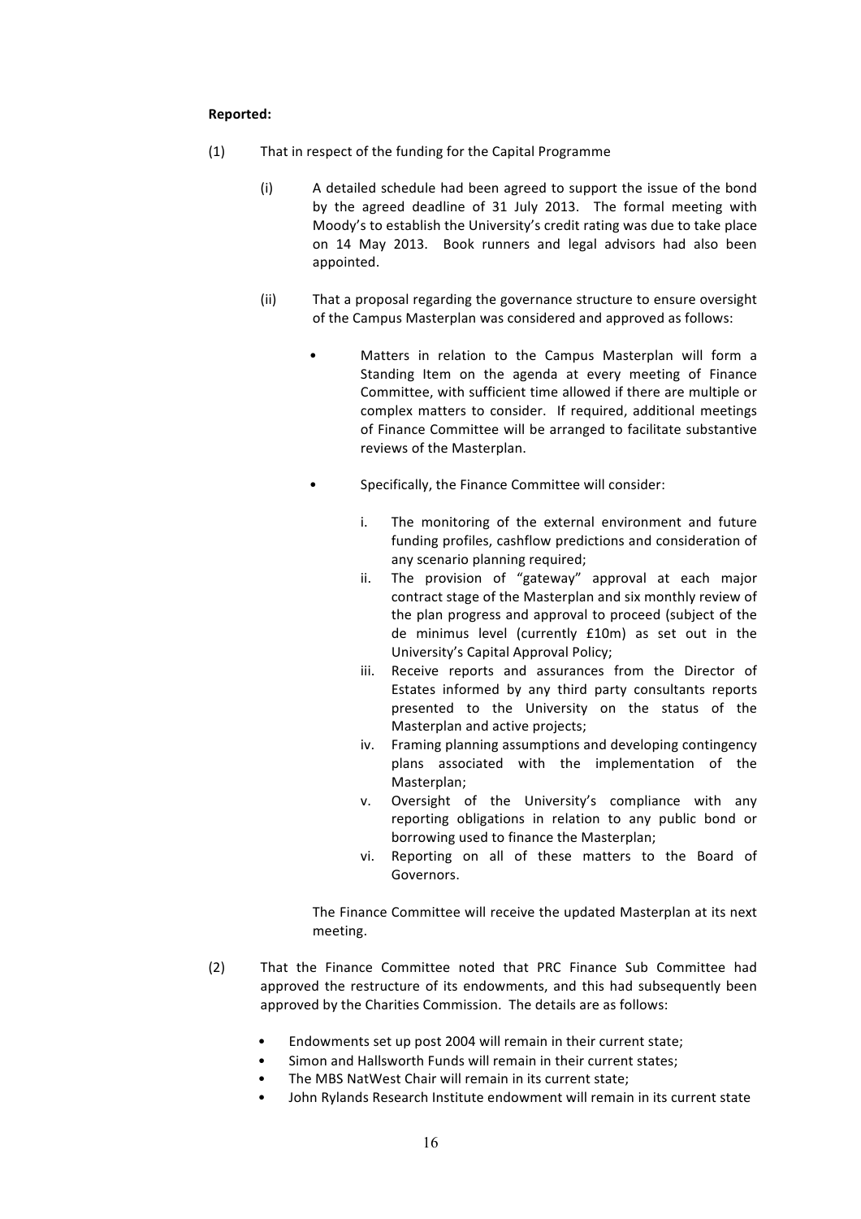**Reported:**

(1) That in respect of the funding for the Capital Programme

(i) A detailed schedule had been agreed to support the issue of the bond by the agreed deadline of 31 July 2013. The formal meeting with Moody's to establish the University's credit rating was due to take place on 14 May 2013. Book runners and legal advisors had also been appointed.

(ii) That a proposal regarding the governance structure to ensure oversight of the Campus Masterplan was considered and approved as follows:

- Matters in relation to the Campus Masterplan will form a Standing Item on the agenda at every meeting of Finance Committee, with sufficient time allowed if there are multiple or complex matters to consider. If required, additional meetings of Finance Committee will be arranged to facilitate substantive reviews of the Masterplan.

- Specifically, the Finance Committee will consider:

    i. The monitoring of the external environment and future funding profiles, cashflow predictions and consideration of any scenario planning required;
    ii. The provision of "gateway" approval at each major contract stage of the Masterplan and six monthly review of the plan progress and approval to proceed (subject of the de minimus level (currently £10m) as set out in the University's Capital Approval Policy;
    iii. Receive reports and assurances from the Director of Estates informed by any third party consultants reports presented to the University on the status of the Masterplan and active projects;
    iv. Framing planning assumptions and developing contingency plans associated with the implementation of the Masterplan;
    v. Oversight of the University's compliance with any reporting obligations in relation to any public bond or borrowing used to finance the Masterplan;
    vi. Reporting on all of these matters to the Board of Governors.

The Finance Committee will receive the updated Masterplan at its next meeting.

(2) That the Finance Committee noted that PRC Finance Sub Committee had approved the restructure of its endowments, and this had subsequently been approved by the Charities Commission. The details are as follows:

- Endowments set up post 2004 will remain in their current state;
- Simon and Hallsworth Funds will remain in their current states;
- The MBS NatWest Chair will remain in its current state;
- John Rylands Research Institute endowment will remain in its current state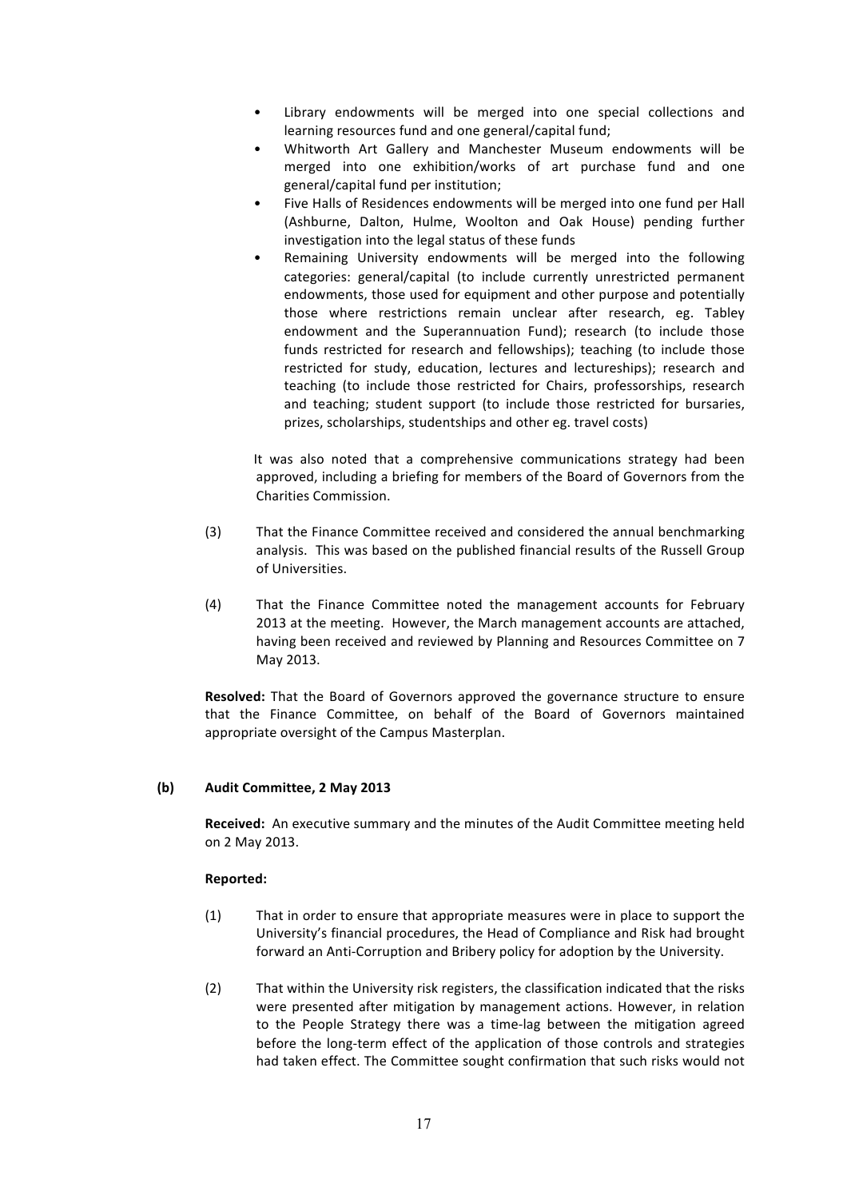- Library endowments will be merged into one special collections and learning resources fund and one general/capital fund;
- Whitworth Art Gallery and Manchester Museum endowments will be merged into one exhibition/works of art purchase fund and one general/capital fund per institution;
- Five Halls of Residences endowments will be merged into one fund per Hall (Ashburne, Dalton, Hulme, Woolton and Oak House) pending further investigation into the legal status of these funds
- Remaining University endowments will be merged into the following categories: general/capital (to include currently unrestricted permanent endowments, those used for equipment and other purpose and potentially those where restrictions remain unclear after research, eg. Tabley endowment and the Superannuation Fund); research (to include those funds restricted for research and fellowships); teaching (to include those restricted for study, education, lectures and lectureships); research and teaching (to include those restricted for Chairs, professorships, research and teaching; student support (to include those restricted for bursaries, prizes, scholarships, studentships and other eg. travel costs)

It was also noted that a comprehensive communications strategy had been approved, including a briefing for members of the Board of Governors from the Charities Commission.

(3) That the Finance Committee received and considered the annual benchmarking analysis. This was based on the published financial results of the Russell Group of Universities.

(4) That the Finance Committee noted the management accounts for February 2013 at the meeting. However, the March management accounts are attached, having been received and reviewed by Planning and Resources Committee on 7 May 2013.

**Resolved:** That the Board of Governors approved the governance structure to ensure that the Finance Committee, on behalf of the Board of Governors maintained appropriate oversight of the Campus Masterplan.

**(b) Audit Committee, 2 May 2013**

**Received:** An executive summary and the minutes of the Audit Committee meeting held on 2 May 2013.

**Reported:**

(1) That in order to ensure that appropriate measures were in place to support the University's financial procedures, the Head of Compliance and Risk had brought forward an Anti-Corruption and Bribery policy for adoption by the University.

(2) That within the University risk registers, the classification indicated that the risks were presented after mitigation by management actions. However, in relation to the People Strategy there was a time-lag between the mitigation agreed before the long-term effect of the application of those controls and strategies had taken effect. The Committee sought confirmation that such risks would not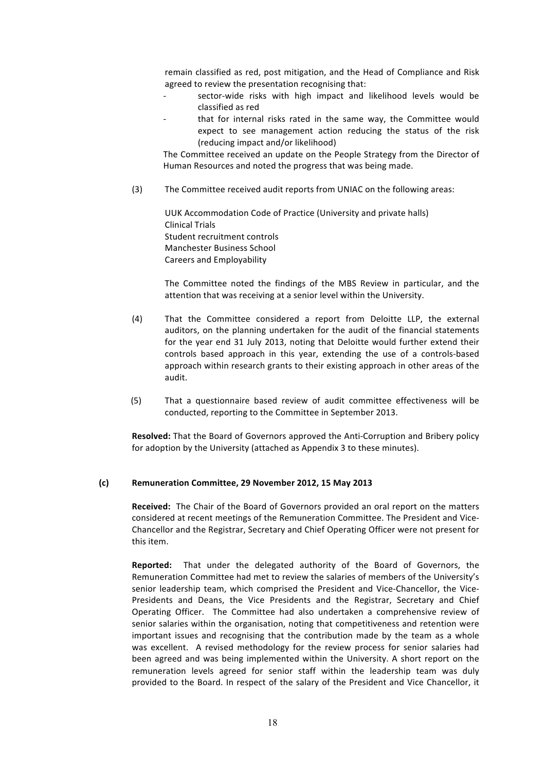remain classified as red, post mitigation, and the Head of Compliance and Risk agreed to review the presentation recognising that:

- sector-wide risks with high impact and likelihood levels would be classified as red
- that for internal risks rated in the same way, the Committee would expect to see management action reducing the status of the risk (reducing impact and/or likelihood)

The Committee received an update on the People Strategy from the Director of Human Resources and noted the progress that was being made.

(3) The Committee received audit reports from UNIAC on the following areas:

UUK Accommodation Code of Practice (University and private halls)
Clinical Trials
Student recruitment controls
Manchester Business School
Careers and Employability

The Committee noted the findings of the MBS Review in particular, and the attention that was receiving at a senior level within the University.

(4) That the Committee considered a report from Deloitte LLP, the external auditors, on the planning undertaken for the audit of the financial statements for the year end 31 July 2013, noting that Deloitte would further extend their controls based approach in this year, extending the use of a controls-based approach within research grants to their existing approach in other areas of the audit.

(5) That a questionnaire based review of audit committee effectiveness will be conducted, reporting to the Committee in September 2013.

**Resolved:** That the Board of Governors approved the Anti-Corruption and Bribery policy for adoption by the University (attached as Appendix 3 to these minutes).

**(c) Remuneration Committee, 29 November 2012, 15 May 2013**

**Received:** The Chair of the Board of Governors provided an oral report on the matters considered at recent meetings of the Remuneration Committee. The President and Vice-Chancellor and the Registrar, Secretary and Chief Operating Officer were not present for this item.

**Reported:** That under the delegated authority of the Board of Governors, the Remuneration Committee had met to review the salaries of members of the University's senior leadership team, which comprised the President and Vice-Chancellor, the Vice-Presidents and Deans, the Vice Presidents and the Registrar, Secretary and Chief Operating Officer. The Committee had also undertaken a comprehensive review of senior salaries within the organisation, noting that competitiveness and retention were important issues and recognising that the contribution made by the team as a whole was excellent. A revised methodology for the review process for senior salaries had been agreed and was being implemented within the University. A short report on the remuneration levels agreed for senior staff within the leadership team was duly provided to the Board. In respect of the salary of the President and Vice Chancellor, it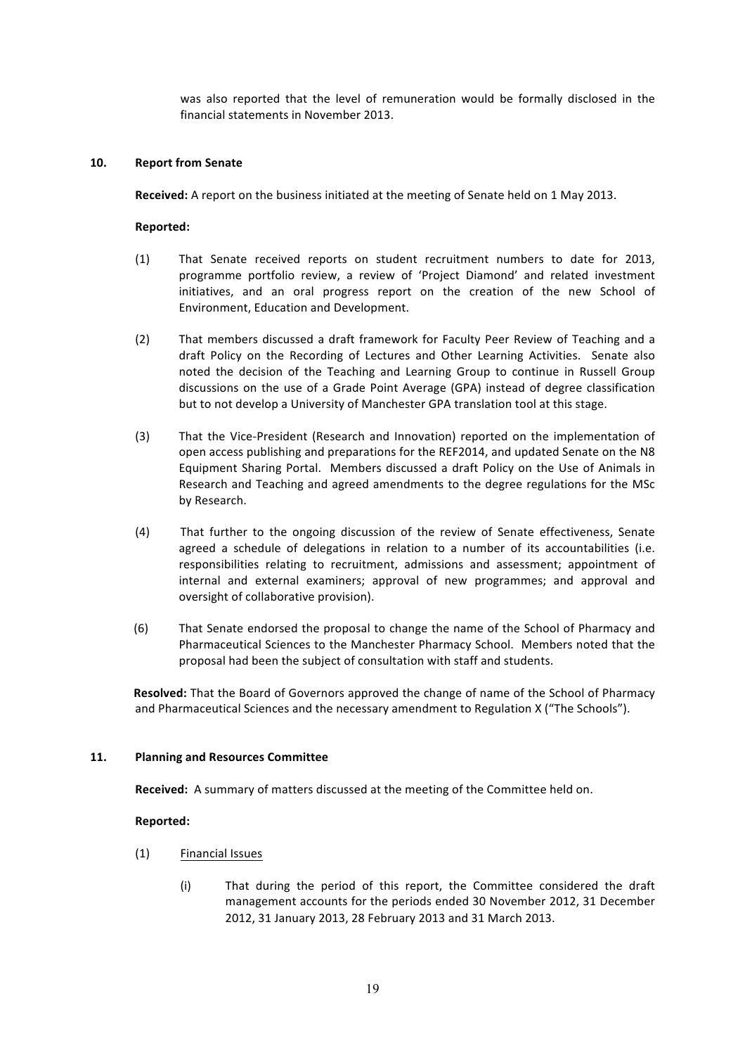was also reported that the level of remuneration would be formally disclosed in the financial statements in November 2013.

**10. Report from Senate**

**Received:** A report on the business initiated at the meeting of Senate held on 1 May 2013.

**Reported:**

(1) That Senate received reports on student recruitment numbers to date for 2013, programme portfolio review, a review of 'Project Diamond' and related investment initiatives, and an oral progress report on the creation of the new School of Environment, Education and Development.

(2) That members discussed a draft framework for Faculty Peer Review of Teaching and a draft Policy on the Recording of Lectures and Other Learning Activities. Senate also noted the decision of the Teaching and Learning Group to continue in Russell Group discussions on the use of a Grade Point Average (GPA) instead of degree classification but to not develop a University of Manchester GPA translation tool at this stage.

(3) That the Vice-President (Research and Innovation) reported on the implementation of open access publishing and preparations for the REF2014, and updated Senate on the N8 Equipment Sharing Portal. Members discussed a draft Policy on the Use of Animals in Research and Teaching and agreed amendments to the degree regulations for the MSc by Research.

(4) That further to the ongoing discussion of the review of Senate effectiveness, Senate agreed a schedule of delegations in relation to a number of its accountabilities (i.e. responsibilities relating to recruitment, admissions and assessment; appointment of internal and external examiners; approval of new programmes; and approval and oversight of collaborative provision).

(6) That Senate endorsed the proposal to change the name of the School of Pharmacy and Pharmaceutical Sciences to the Manchester Pharmacy School. Members noted that the proposal had been the subject of consultation with staff and students.

**Resolved:** That the Board of Governors approved the change of name of the School of Pharmacy and Pharmaceutical Sciences and the necessary amendment to Regulation X ("The Schools").

**11. Planning and Resources Committee**

**Received:** A summary of matters discussed at the meeting of the Committee held on.

**Reported:**

(1) Financial Issues

(i) That during the period of this report, the Committee considered the draft management accounts for the periods ended 30 November 2012, 31 December 2012, 31 January 2013, 28 February 2013 and 31 March 2013.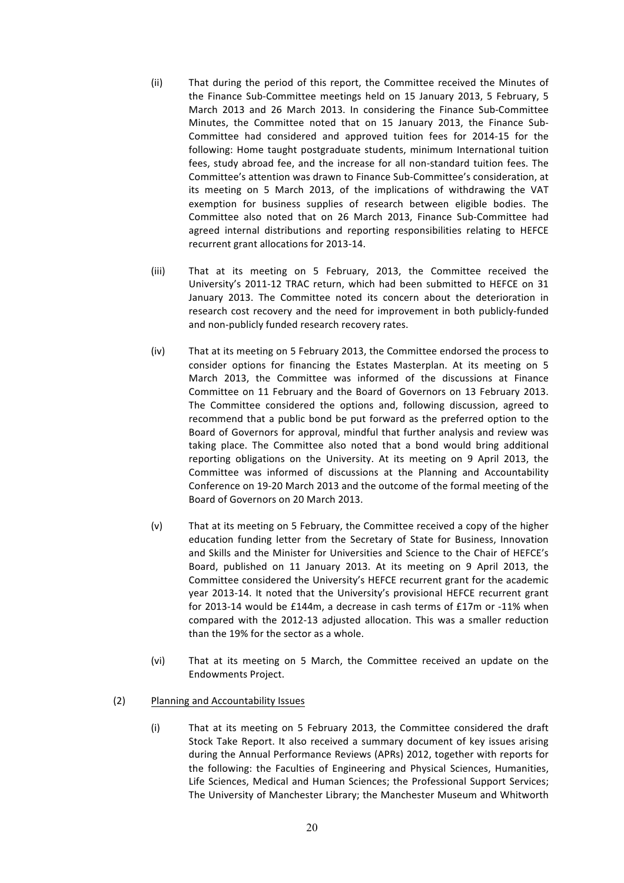(ii) That during the period of this report, the Committee received the Minutes of the Finance Sub-Committee meetings held on 15 January 2013, 5 February, 5 March 2013 and 26 March 2013. In considering the Finance Sub-Committee Minutes, the Committee noted that on 15 January 2013, the Finance Sub-Committee had considered and approved tuition fees for 2014-15 for the following: Home taught postgraduate students, minimum International tuition fees, study abroad fee, and the increase for all non-standard tuition fees. The Committee's attention was drawn to Finance Sub-Committee's consideration, at its meeting on 5 March 2013, of the implications of withdrawing the VAT exemption for business supplies of research between eligible bodies. The Committee also noted that on 26 March 2013, Finance Sub-Committee had agreed internal distributions and reporting responsibilities relating to HEFCE recurrent grant allocations for 2013-14.

(iii) That at its meeting on 5 February, 2013, the Committee received the University's 2011-12 TRAC return, which had been submitted to HEFCE on 31 January 2013. The Committee noted its concern about the deterioration in research cost recovery and the need for improvement in both publicly-funded and non-publicly funded research recovery rates.

(iv) That at its meeting on 5 February 2013, the Committee endorsed the process to consider options for financing the Estates Masterplan. At its meeting on 5 March 2013, the Committee was informed of the discussions at Finance Committee on 11 February and the Board of Governors on 13 February 2013. The Committee considered the options and, following discussion, agreed to recommend that a public bond be put forward as the preferred option to the Board of Governors for approval, mindful that further analysis and review was taking place. The Committee also noted that a bond would bring additional reporting obligations on the University. At its meeting on 9 April 2013, the Committee was informed of discussions at the Planning and Accountability Conference on 19-20 March 2013 and the outcome of the formal meeting of the Board of Governors on 20 March 2013.

(v) That at its meeting on 5 February, the Committee received a copy of the higher education funding letter from the Secretary of State for Business, Innovation and Skills and the Minister for Universities and Science to the Chair of HEFCE's Board, published on 11 January 2013. At its meeting on 9 April 2013, the Committee considered the University's HEFCE recurrent grant for the academic year 2013-14. It noted that the University's provisional HEFCE recurrent grant for 2013-14 would be £144m, a decrease in cash terms of £17m or -11% when compared with the 2012-13 adjusted allocation. This was a smaller reduction than the 19% for the sector as a whole.

(vi) That at its meeting on 5 March, the Committee received an update on the Endowments Project.

(2) Planning and Accountability Issues

(i) That at its meeting on 5 February 2013, the Committee considered the draft Stock Take Report. It also received a summary document of key issues arising during the Annual Performance Reviews (APRs) 2012, together with reports for the following: the Faculties of Engineering and Physical Sciences, Humanities, Life Sciences, Medical and Human Sciences; the Professional Support Services; The University of Manchester Library; the Manchester Museum and Whitworth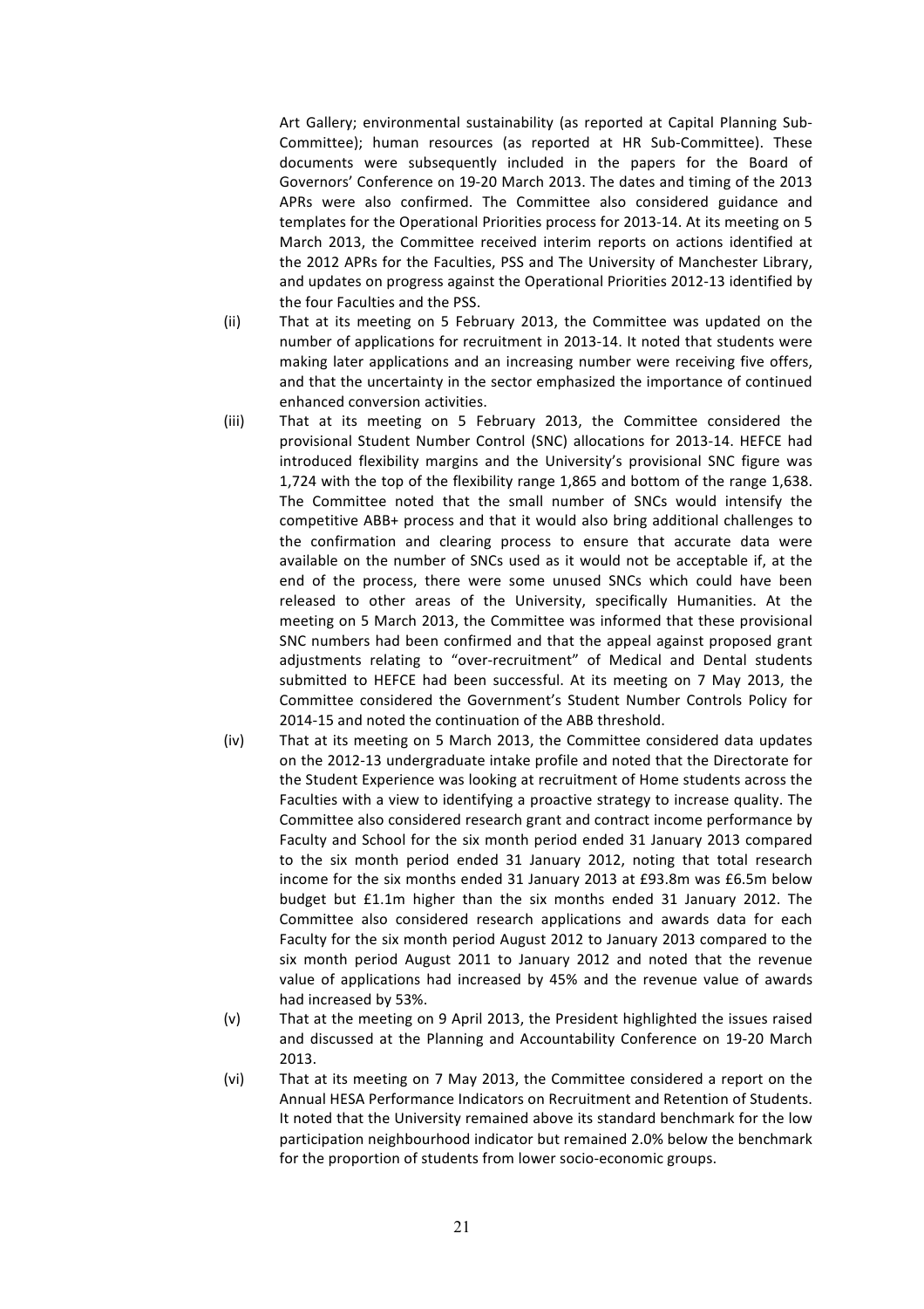Art Gallery; environmental sustainability (as reported at Capital Planning Sub-Committee); human resources (as reported at HR Sub-Committee). These documents were subsequently included in the papers for the Board of Governors' Conference on 19-20 March 2013. The dates and timing of the 2013 APRs were also confirmed. The Committee also considered guidance and templates for the Operational Priorities process for 2013-14. At its meeting on 5 March 2013, the Committee received interim reports on actions identified at the 2012 APRs for the Faculties, PSS and The University of Manchester Library, and updates on progress against the Operational Priorities 2012-13 identified by the four Faculties and the PSS.

(ii) That at its meeting on 5 February 2013, the Committee was updated on the number of applications for recruitment in 2013-14. It noted that students were making later applications and an increasing number were receiving five offers, and that the uncertainty in the sector emphasized the importance of continued enhanced conversion activities.

(iii) That at its meeting on 5 February 2013, the Committee considered the provisional Student Number Control (SNC) allocations for 2013-14. HEFCE had introduced flexibility margins and the University's provisional SNC figure was 1,724 with the top of the flexibility range 1,865 and bottom of the range 1,638. The Committee noted that the small number of SNCs would intensify the competitive ABB+ process and that it would also bring additional challenges to the confirmation and clearing process to ensure that accurate data were available on the number of SNCs used as it would not be acceptable if, at the end of the process, there were some unused SNCs which could have been released to other areas of the University, specifically Humanities. At the meeting on 5 March 2013, the Committee was informed that these provisional SNC numbers had been confirmed and that the appeal against proposed grant adjustments relating to "over-recruitment" of Medical and Dental students submitted to HEFCE had been successful. At its meeting on 7 May 2013, the Committee considered the Government's Student Number Controls Policy for 2014-15 and noted the continuation of the ABB threshold.

(iv) That at its meeting on 5 March 2013, the Committee considered data updates on the 2012-13 undergraduate intake profile and noted that the Directorate for the Student Experience was looking at recruitment of Home students across the Faculties with a view to identifying a proactive strategy to increase quality. The Committee also considered research grant and contract income performance by Faculty and School for the six month period ended 31 January 2013 compared to the six month period ended 31 January 2012, noting that total research income for the six months ended 31 January 2013 at £93.8m was £6.5m below budget but £1.1m higher than the six months ended 31 January 2012. The Committee also considered research applications and awards data for each Faculty for the six month period August 2012 to January 2013 compared to the six month period August 2011 to January 2012 and noted that the revenue value of applications had increased by 45% and the revenue value of awards had increased by 53%.

(v) That at the meeting on 9 April 2013, the President highlighted the issues raised and discussed at the Planning and Accountability Conference on 19-20 March 2013.

(vi) That at its meeting on 7 May 2013, the Committee considered a report on the Annual HESA Performance Indicators on Recruitment and Retention of Students. It noted that the University remained above its standard benchmark for the low participation neighbourhood indicator but remained 2.0% below the benchmark for the proportion of students from lower socio-economic groups.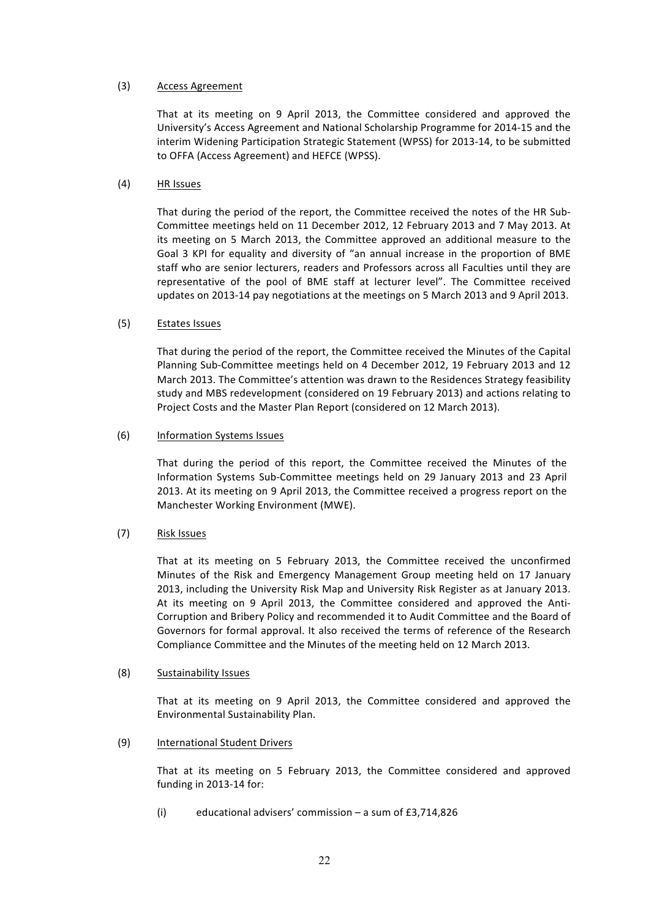(3) Access Agreement

That at its meeting on 9 April 2013, the Committee considered and approved the University's Access Agreement and National Scholarship Programme for 2014-15 and the interim Widening Participation Strategic Statement (WPSS) for 2013-14, to be submitted to OFFA (Access Agreement) and HEFCE (WPSS).

(4) HR Issues

That during the period of the report, the Committee received the notes of the HR Sub-Committee meetings held on 11 December 2012, 12 February 2013 and 7 May 2013. At its meeting on 5 March 2013, the Committee approved an additional measure to the Goal 3 KPI for equality and diversity of "an annual increase in the proportion of BME staff who are senior lecturers, readers and Professors across all Faculties until they are representative of the pool of BME staff at lecturer level". The Committee received updates on 2013-14 pay negotiations at the meetings on 5 March 2013 and 9 April 2013.

(5) Estates Issues

That during the period of the report, the Committee received the Minutes of the Capital Planning Sub-Committee meetings held on 4 December 2012, 19 February 2013 and 12 March 2013. The Committee's attention was drawn to the Residences Strategy feasibility study and MBS redevelopment (considered on 19 February 2013) and actions relating to Project Costs and the Master Plan Report (considered on 12 March 2013).

(6) Information Systems Issues

That during the period of this report, the Committee received the Minutes of the Information Systems Sub-Committee meetings held on 29 January 2013 and 23 April 2013. At its meeting on 9 April 2013, the Committee received a progress report on the Manchester Working Environment (MWE).

(7) Risk Issues

That at its meeting on 5 February 2013, the Committee received the unconfirmed Minutes of the Risk and Emergency Management Group meeting held on 17 January 2013, including the University Risk Map and University Risk Register as at January 2013. At its meeting on 9 April 2013, the Committee considered and approved the Anti-Corruption and Bribery Policy and recommended it to Audit Committee and the Board of Governors for formal approval. It also received the terms of reference of the Research Compliance Committee and the Minutes of the meeting held on 12 March 2013.

(8) Sustainability Issues

That at its meeting on 9 April 2013, the Committee considered and approved the Environmental Sustainability Plan.

(9) International Student Drivers

That at its meeting on 5 February 2013, the Committee considered and approved funding in 2013-14 for:

(i) educational advisers' commission – a sum of £3,714,826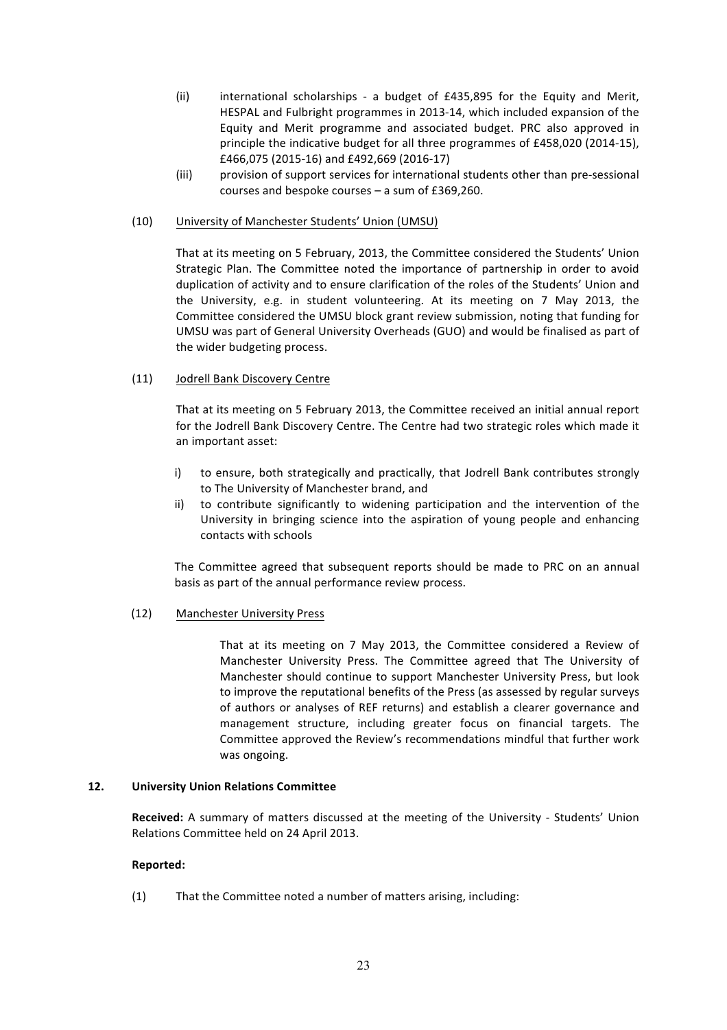(ii) international scholarships - a budget of £435,895 for the Equity and Merit, HESPAL and Fulbright programmes in 2013-14, which included expansion of the Equity and Merit programme and associated budget. PRC also approved in principle the indicative budget for all three programmes of £458,020 (2014-15), £466,075 (2015-16) and £492,669 (2016-17)

(iii) provision of support services for international students other than pre-sessional courses and bespoke courses – a sum of £369,260.

(10) University of Manchester Students' Union (UMSU)

That at its meeting on 5 February, 2013, the Committee considered the Students' Union Strategic Plan. The Committee noted the importance of partnership in order to avoid duplication of activity and to ensure clarification of the roles of the Students' Union and the University, e.g. in student volunteering. At its meeting on 7 May 2013, the Committee considered the UMSU block grant review submission, noting that funding for UMSU was part of General University Overheads (GUO) and would be finalised as part of the wider budgeting process.

(11) Jodrell Bank Discovery Centre

That at its meeting on 5 February 2013, the Committee received an initial annual report for the Jodrell Bank Discovery Centre. The Centre had two strategic roles which made it an important asset:

i) to ensure, both strategically and practically, that Jodrell Bank contributes strongly to The University of Manchester brand, and

ii) to contribute significantly to widening participation and the intervention of the University in bringing science into the aspiration of young people and enhancing contacts with schools

The Committee agreed that subsequent reports should be made to PRC on an annual basis as part of the annual performance review process.

(12) Manchester University Press

That at its meeting on 7 May 2013, the Committee considered a Review of Manchester University Press. The Committee agreed that The University of Manchester should continue to support Manchester University Press, but look to improve the reputational benefits of the Press (as assessed by regular surveys of authors or analyses of REF returns) and establish a clearer governance and management structure, including greater focus on financial targets. The Committee approved the Review's recommendations mindful that further work was ongoing.

**12. University Union Relations Committee**

**Received:** A summary of matters discussed at the meeting of the University - Students' Union Relations Committee held on 24 April 2013.

**Reported:**

(1) That the Committee noted a number of matters arising, including: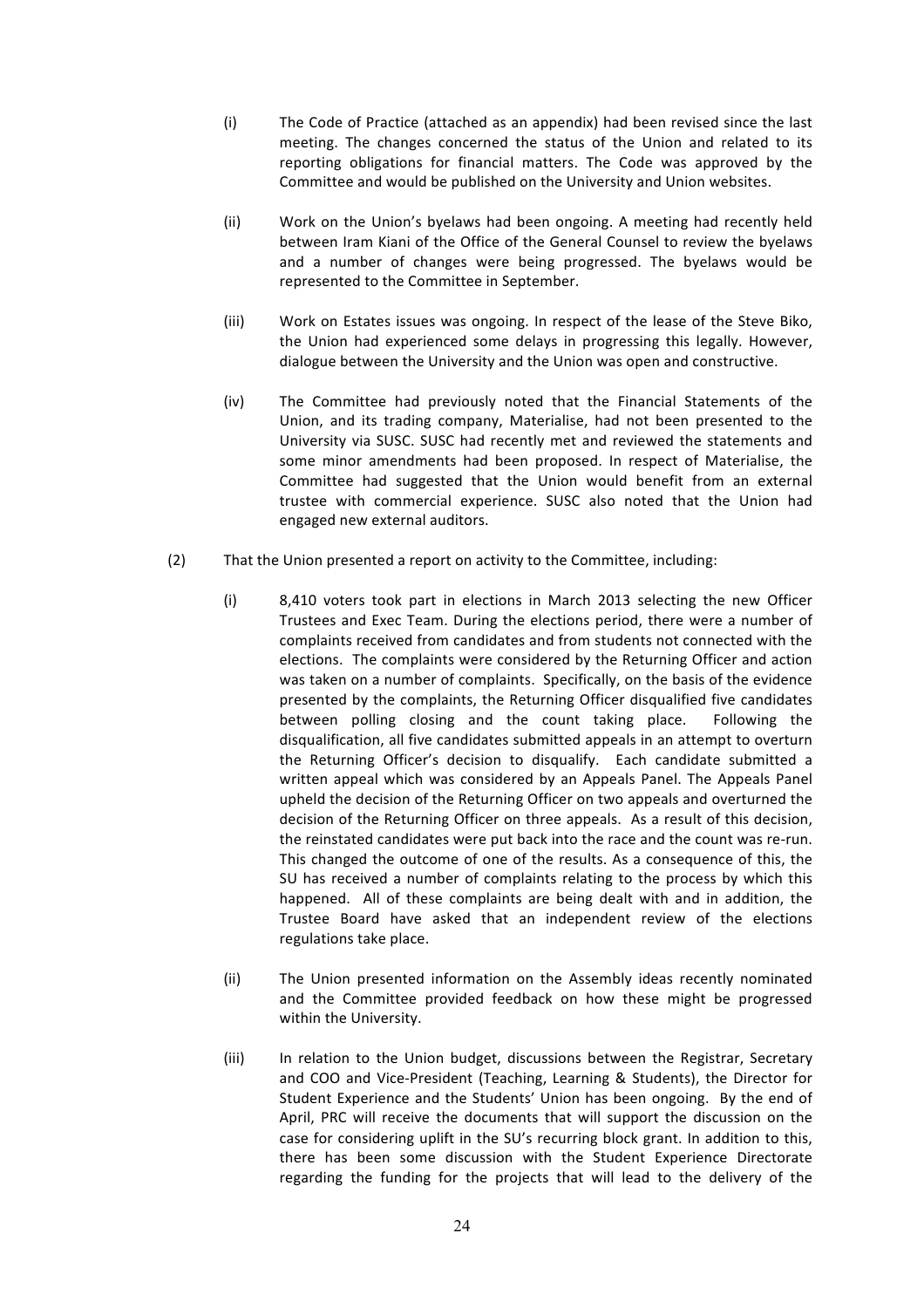(i) The Code of Practice (attached as an appendix) had been revised since the last meeting. The changes concerned the status of the Union and related to its reporting obligations for financial matters. The Code was approved by the Committee and would be published on the University and Union websites.

(ii) Work on the Union's byelaws had been ongoing. A meeting had recently held between Iram Kiani of the Office of the General Counsel to review the byelaws and a number of changes were being progressed. The byelaws would be represented to the Committee in September.

(iii) Work on Estates issues was ongoing. In respect of the lease of the Steve Biko, the Union had experienced some delays in progressing this legally. However, dialogue between the University and the Union was open and constructive.

(iv) The Committee had previously noted that the Financial Statements of the Union, and its trading company, Materialise, had not been presented to the University via SUSC. SUSC had recently met and reviewed the statements and some minor amendments had been proposed. In respect of Materialise, the Committee had suggested that the Union would benefit from an external trustee with commercial experience. SUSC also noted that the Union had engaged new external auditors.

(2) That the Union presented a report on activity to the Committee, including:

(i) 8,410 voters took part in elections in March 2013 selecting the new Officer Trustees and Exec Team. During the elections period, there were a number of complaints received from candidates and from students not connected with the elections. The complaints were considered by the Returning Officer and action was taken on a number of complaints. Specifically, on the basis of the evidence presented by the complaints, the Returning Officer disqualified five candidates between polling closing and the count taking place. Following the disqualification, all five candidates submitted appeals in an attempt to overturn the Returning Officer's decision to disqualify. Each candidate submitted a written appeal which was considered by an Appeals Panel. The Appeals Panel upheld the decision of the Returning Officer on two appeals and overturned the decision of the Returning Officer on three appeals. As a result of this decision, the reinstated candidates were put back into the race and the count was re-run. This changed the outcome of one of the results. As a consequence of this, the SU has received a number of complaints relating to the process by which this happened. All of these complaints are being dealt with and in addition, the Trustee Board have asked that an independent review of the elections regulations take place.

(ii) The Union presented information on the Assembly ideas recently nominated and the Committee provided feedback on how these might be progressed within the University.

(iii) In relation to the Union budget, discussions between the Registrar, Secretary and COO and Vice-President (Teaching, Learning & Students), the Director for Student Experience and the Students' Union has been ongoing. By the end of April, PRC will receive the documents that will support the discussion on the case for considering uplift in the SU's recurring block grant. In addition to this, there has been some discussion with the Student Experience Directorate regarding the funding for the projects that will lead to the delivery of the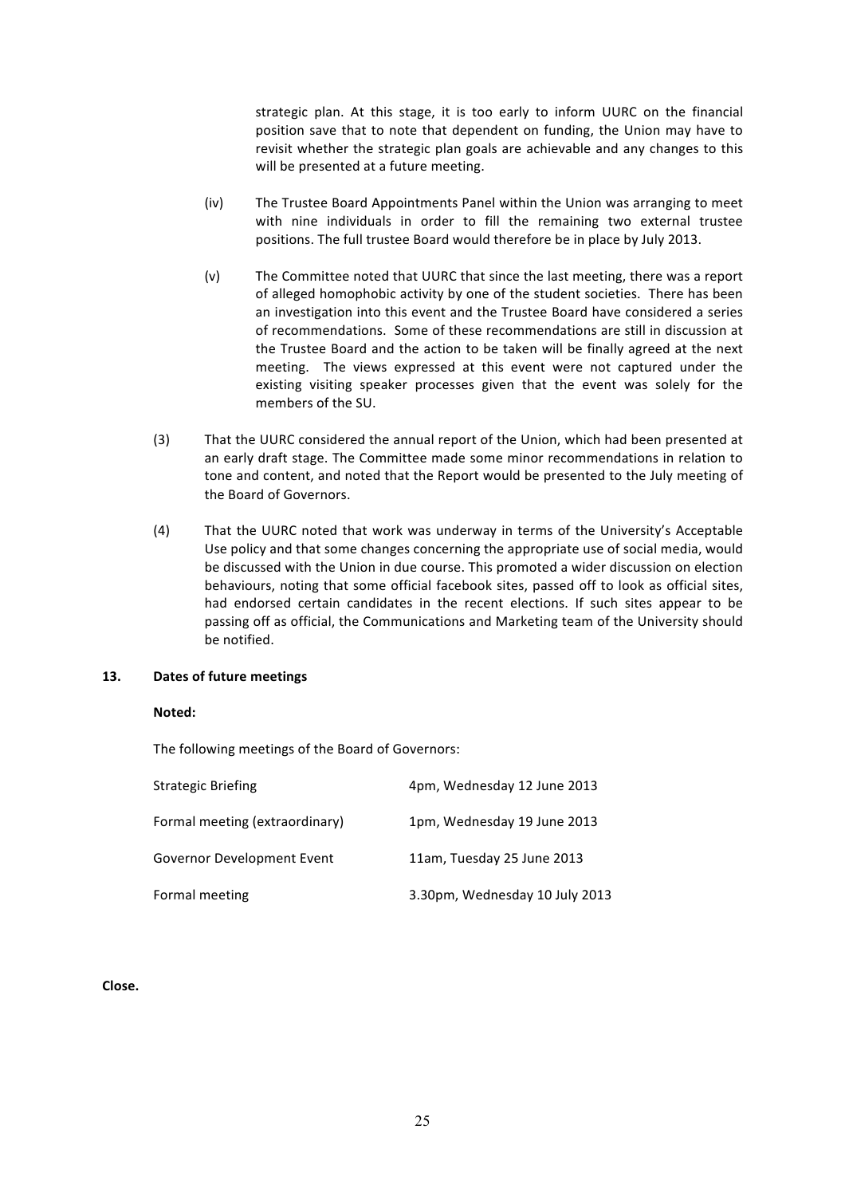strategic plan. At this stage, it is too early to inform UURC on the financial position save that to note that dependent on funding, the Union may have to revisit whether the strategic plan goals are achievable and any changes to this will be presented at a future meeting.

(iv) The Trustee Board Appointments Panel within the Union was arranging to meet with nine individuals in order to fill the remaining two external trustee positions. The full trustee Board would therefore be in place by July 2013.

(v) The Committee noted that UURC that since the last meeting, there was a report of alleged homophobic activity by one of the student societies. There has been an investigation into this event and the Trustee Board have considered a series of recommendations. Some of these recommendations are still in discussion at the Trustee Board and the action to be taken will be finally agreed at the next meeting. The views expressed at this event were not captured under the existing visiting speaker processes given that the event was solely for the members of the SU.

(3) That the UURC considered the annual report of the Union, which had been presented at an early draft stage. The Committee made some minor recommendations in relation to tone and content, and noted that the Report would be presented to the July meeting of the Board of Governors.

(4) That the UURC noted that work was underway in terms of the University's Acceptable Use policy and that some changes concerning the appropriate use of social media, would be discussed with the Union in due course. This promoted a wider discussion on election behaviours, noting that some official facebook sites, passed off to look as official sites, had endorsed certain candidates in the recent elections. If such sites appear to be passing off as official, the Communications and Marketing team of the University should be notified.

**13. Dates of future meetings**

**Noted:**

The following meetings of the Board of Governors:

| | |
|---|---|
| Strategic Briefing | 4pm, Wednesday 12 June 2013 |
| Formal meeting (extraordinary) | 1pm, Wednesday 19 June 2013 |
| Governor Development Event | 11am, Tuesday 25 June 2013 |
| Formal meeting | 3.30pm, Wednesday 10 July 2013 |

**Close.**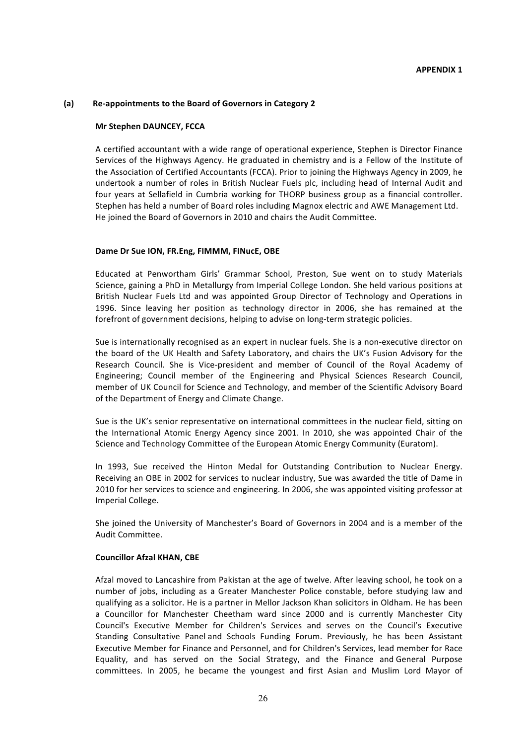**APPENDIX 1**

## (a) Re-appointments to the Board of Governors in Category 2

### Mr Stephen DAUNCEY, FCCA

A certified accountant with a wide range of operational experience, Stephen is Director Finance Services of the Highways Agency. He graduated in chemistry and is a Fellow of the Institute of the Association of Certified Accountants (FCCA). Prior to joining the Highways Agency in 2009, he undertook a number of roles in British Nuclear Fuels plc, including head of Internal Audit and four years at Sellafield in Cumbria working for THORP business group as a financial controller. Stephen has held a number of Board roles including Magnox electric and AWE Management Ltd. He joined the Board of Governors in 2010 and chairs the Audit Committee.

### Dame Dr Sue ION, FR.Eng, FIMMM, FINucE, OBE

Educated at Penwortham Girls' Grammar School, Preston, Sue went on to study Materials Science, gaining a PhD in Metallurgy from Imperial College London. She held various positions at British Nuclear Fuels Ltd and was appointed Group Director of Technology and Operations in 1996. Since leaving her position as technology director in 2006, she has remained at the forefront of government decisions, helping to advise on long-term strategic policies.

Sue is internationally recognised as an expert in nuclear fuels. She is a non-executive director on the board of the UK Health and Safety Laboratory, and chairs the UK's Fusion Advisory for the Research Council. She is Vice-president and member of Council of the Royal Academy of Engineering; Council member of the Engineering and Physical Sciences Research Council, member of UK Council for Science and Technology, and member of the Scientific Advisory Board of the Department of Energy and Climate Change.

Sue is the UK's senior representative on international committees in the nuclear field, sitting on the International Atomic Energy Agency since 2001. In 2010, she was appointed Chair of the Science and Technology Committee of the European Atomic Energy Community (Euratom).

In 1993, Sue received the Hinton Medal for Outstanding Contribution to Nuclear Energy. Receiving an OBE in 2002 for services to nuclear industry, Sue was awarded the title of Dame in 2010 for her services to science and engineering. In 2006, she was appointed visiting professor at Imperial College.

She joined the University of Manchester's Board of Governors in 2004 and is a member of the Audit Committee.

### Councillor Afzal KHAN, CBE

Afzal moved to Lancashire from Pakistan at the age of twelve. After leaving school, he took on a number of jobs, including as a Greater Manchester Police constable, before studying law and qualifying as a solicitor. He is a partner in Mellor Jackson Khan solicitors in Oldham. He has been a Councillor for Manchester Cheetham ward since 2000 and is currently Manchester City Council's Executive Member for Children's Services and serves on the Council's Executive Standing Consultative Panel and Schools Funding Forum. Previously, he has been Assistant Executive Member for Finance and Personnel, and for Children's Services, lead member for Race Equality, and has served on the Social Strategy, and the Finance and General Purpose committees. In 2005, he became the youngest and first Asian and Muslim Lord Mayor of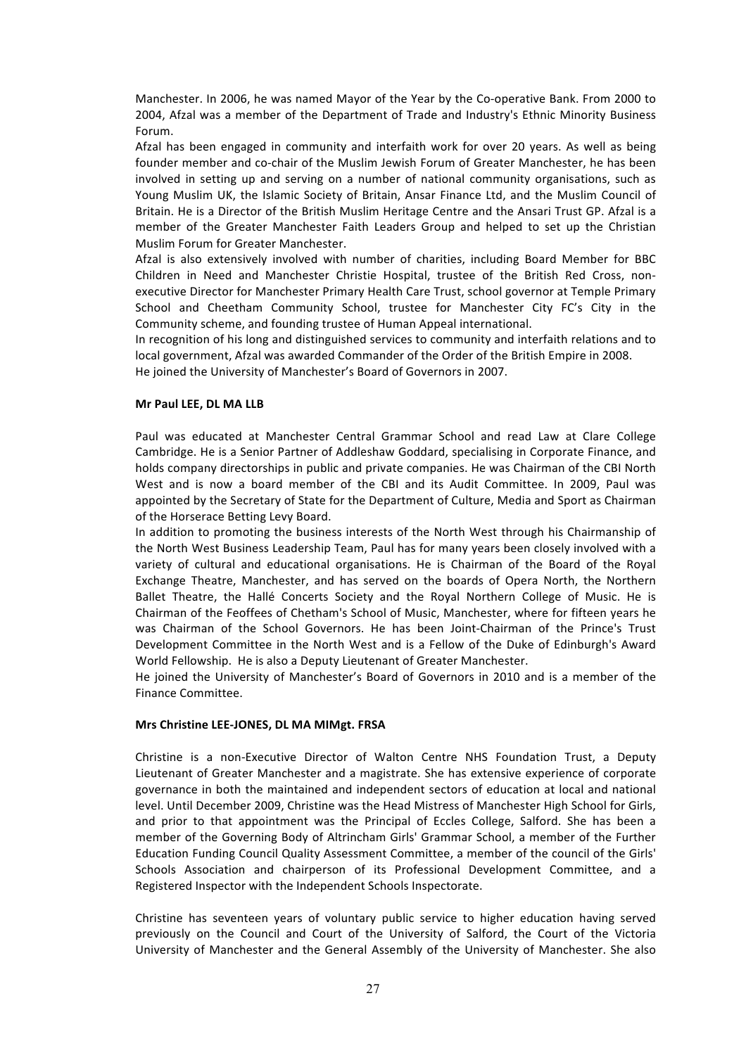Manchester. In 2006, he was named Mayor of the Year by the Co-operative Bank. From 2000 to 2004, Afzal was a member of the Department of Trade and Industry's Ethnic Minority Business Forum.

Afzal has been engaged in community and interfaith work for over 20 years. As well as being founder member and co-chair of the Muslim Jewish Forum of Greater Manchester, he has been involved in setting up and serving on a number of national community organisations, such as Young Muslim UK, the Islamic Society of Britain, Ansar Finance Ltd, and the Muslim Council of Britain. He is a Director of the British Muslim Heritage Centre and the Ansari Trust GP. Afzal is a member of the Greater Manchester Faith Leaders Group and helped to set up the Christian Muslim Forum for Greater Manchester.

Afzal is also extensively involved with number of charities, including Board Member for BBC Children in Need and Manchester Christie Hospital, trustee of the British Red Cross, non-executive Director for Manchester Primary Health Care Trust, school governor at Temple Primary School and Cheetham Community School, trustee for Manchester City FC's City in the Community scheme, and founding trustee of Human Appeal international.

In recognition of his long and distinguished services to community and interfaith relations and to local government, Afzal was awarded Commander of the Order of the British Empire in 2008.

He joined the University of Manchester's Board of Governors in 2007.

**Mr Paul LEE, DL MA LLB**

Paul was educated at Manchester Central Grammar School and read Law at Clare College Cambridge. He is a Senior Partner of Addleshaw Goddard, specialising in Corporate Finance, and holds company directorships in public and private companies. He was Chairman of the CBI North West and is now a board member of the CBI and its Audit Committee. In 2009, Paul was appointed by the Secretary of State for the Department of Culture, Media and Sport as Chairman of the Horserace Betting Levy Board.

In addition to promoting the business interests of the North West through his Chairmanship of the North West Business Leadership Team, Paul has for many years been closely involved with a variety of cultural and educational organisations. He is Chairman of the Board of the Royal Exchange Theatre, Manchester, and has served on the boards of Opera North, the Northern Ballet Theatre, the Hallé Concerts Society and the Royal Northern College of Music. He is Chairman of the Feoffees of Chetham's School of Music, Manchester, where for fifteen years he was Chairman of the School Governors. He has been Joint-Chairman of the Prince's Trust Development Committee in the North West and is a Fellow of the Duke of Edinburgh's Award World Fellowship. He is also a Deputy Lieutenant of Greater Manchester.

He joined the University of Manchester's Board of Governors in 2010 and is a member of the Finance Committee.

**Mrs Christine LEE-JONES, DL MA MIMgt. FRSA**

Christine is a non-Executive Director of Walton Centre NHS Foundation Trust, a Deputy Lieutenant of Greater Manchester and a magistrate. She has extensive experience of corporate governance in both the maintained and independent sectors of education at local and national level. Until December 2009, Christine was the Head Mistress of Manchester High School for Girls, and prior to that appointment was the Principal of Eccles College, Salford. She has been a member of the Governing Body of Altrincham Girls' Grammar School, a member of the Further Education Funding Council Quality Assessment Committee, a member of the council of the Girls' Schools Association and chairperson of its Professional Development Committee, and a Registered Inspector with the Independent Schools Inspectorate.

Christine has seventeen years of voluntary public service to higher education having served previously on the Council and Court of the University of Salford, the Court of the Victoria University of Manchester and the General Assembly of the University of Manchester. She also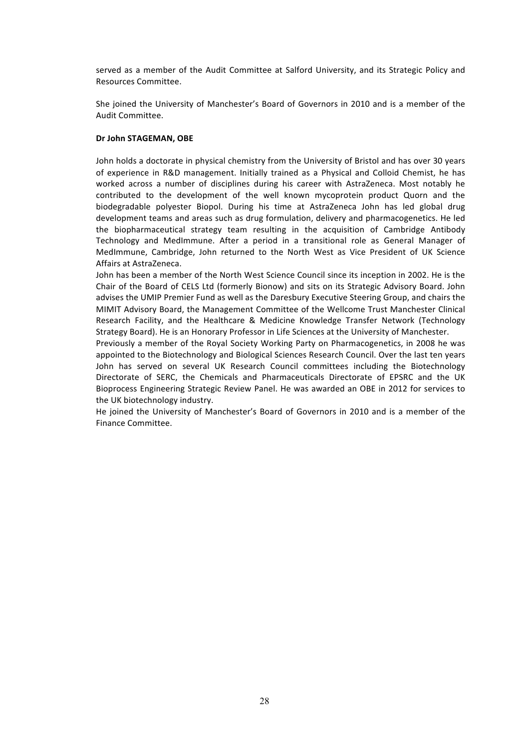served as a member of the Audit Committee at Salford University, and its Strategic Policy and Resources Committee.

She joined the University of Manchester's Board of Governors in 2010 and is a member of the Audit Committee.

**Dr John STAGEMAN, OBE**

John holds a doctorate in physical chemistry from the University of Bristol and has over 30 years of experience in R&D management. Initially trained as a Physical and Colloid Chemist, he has worked across a number of disciplines during his career with AstraZeneca. Most notably he contributed to the development of the well known mycoprotein product Quorn and the biodegradable polyester Biopol. During his time at AstraZeneca John has led global drug development teams and areas such as drug formulation, delivery and pharmacogenetics. He led the biopharmaceutical strategy team resulting in the acquisition of Cambridge Antibody Technology and MedImmune. After a period in a transitional role as General Manager of MedImmune, Cambridge, John returned to the North West as Vice President of UK Science Affairs at AstraZeneca.

John has been a member of the North West Science Council since its inception in 2002. He is the Chair of the Board of CELS Ltd (formerly Bionow) and sits on its Strategic Advisory Board. John advises the UMIP Premier Fund as well as the Daresbury Executive Steering Group, and chairs the MIMIT Advisory Board, the Management Committee of the Wellcome Trust Manchester Clinical Research Facility, and the Healthcare & Medicine Knowledge Transfer Network (Technology Strategy Board). He is an Honorary Professor in Life Sciences at the University of Manchester.

Previously a member of the Royal Society Working Party on Pharmacogenetics, in 2008 he was appointed to the Biotechnology and Biological Sciences Research Council. Over the last ten years John has served on several UK Research Council committees including the Biotechnology Directorate of SERC, the Chemicals and Pharmaceuticals Directorate of EPSRC and the UK Bioprocess Engineering Strategic Review Panel. He was awarded an OBE in 2012 for services to the UK biotechnology industry.

He joined the University of Manchester's Board of Governors in 2010 and is a member of the Finance Committee.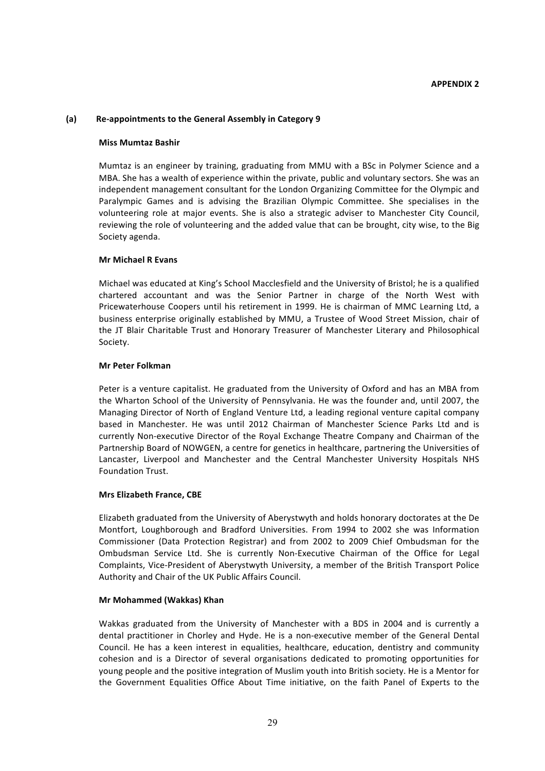**APPENDIX 2**

## (a) Re-appointments to the General Assembly in Category 9

**Miss Mumtaz Bashir**

Mumtaz is an engineer by training, graduating from MMU with a BSc in Polymer Science and a MBA. She has a wealth of experience within the private, public and voluntary sectors. She was an independent management consultant for the London Organizing Committee for the Olympic and Paralympic Games and is advising the Brazilian Olympic Committee. She specialises in the volunteering role at major events. She is also a strategic adviser to Manchester City Council, reviewing the role of volunteering and the added value that can be brought, city wise, to the Big Society agenda.

**Mr Michael R Evans**

Michael was educated at King's School Macclesfield and the University of Bristol; he is a qualified chartered accountant and was the Senior Partner in charge of the North West with Pricewaterhouse Coopers until his retirement in 1999. He is chairman of MMC Learning Ltd, a business enterprise originally established by MMU, a Trustee of Wood Street Mission, chair of the JT Blair Charitable Trust and Honorary Treasurer of Manchester Literary and Philosophical Society.

**Mr Peter Folkman**

Peter is a venture capitalist. He graduated from the University of Oxford and has an MBA from the Wharton School of the University of Pennsylvania. He was the founder and, until 2007, the Managing Director of North of England Venture Ltd, a leading regional venture capital company based in Manchester. He was until 2012 Chairman of Manchester Science Parks Ltd and is currently Non-executive Director of the Royal Exchange Theatre Company and Chairman of the Partnership Board of NOWGEN, a centre for genetics in healthcare, partnering the Universities of Lancaster, Liverpool and Manchester and the Central Manchester University Hospitals NHS Foundation Trust.

**Mrs Elizabeth France, CBE**

Elizabeth graduated from the University of Aberystwyth and holds honorary doctorates at the De Montfort, Loughborough and Bradford Universities. From 1994 to 2002 she was Information Commissioner (Data Protection Registrar) and from 2002 to 2009 Chief Ombudsman for the Ombudsman Service Ltd. She is currently Non-Executive Chairman of the Office for Legal Complaints, Vice-President of Aberystwyth University, a member of the British Transport Police Authority and Chair of the UK Public Affairs Council.

**Mr Mohammed (Wakkas) Khan**

Wakkas graduated from the University of Manchester with a BDS in 2004 and is currently a dental practitioner in Chorley and Hyde. He is a non-executive member of the General Dental Council. He has a keen interest in equalities, healthcare, education, dentistry and community cohesion and is a Director of several organisations dedicated to promoting opportunities for young people and the positive integration of Muslim youth into British society. He is a Mentor for the Government Equalities Office About Time initiative, on the faith Panel of Experts to the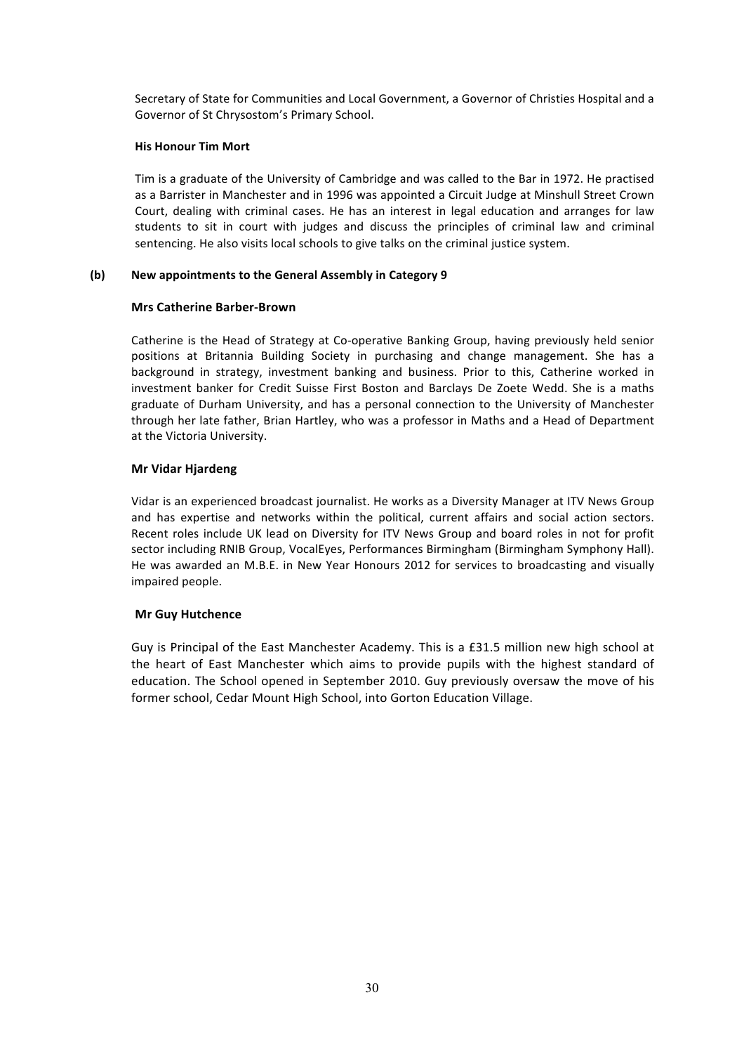Secretary of State for Communities and Local Government, a Governor of Christies Hospital and a Governor of St Chrysostom's Primary School.

**His Honour Tim Mort**

Tim is a graduate of the University of Cambridge and was called to the Bar in 1972. He practised as a Barrister in Manchester and in 1996 was appointed a Circuit Judge at Minshull Street Crown Court, dealing with criminal cases. He has an interest in legal education and arranges for law students to sit in court with judges and discuss the principles of criminal law and criminal sentencing. He also visits local schools to give talks on the criminal justice system.

**(b) New appointments to the General Assembly in Category 9**

**Mrs Catherine Barber-Brown**

Catherine is the Head of Strategy at Co-operative Banking Group, having previously held senior positions at Britannia Building Society in purchasing and change management. She has a background in strategy, investment banking and business. Prior to this, Catherine worked in investment banker for Credit Suisse First Boston and Barclays De Zoete Wedd. She is a maths graduate of Durham University, and has a personal connection to the University of Manchester through her late father, Brian Hartley, who was a professor in Maths and a Head of Department at the Victoria University.

**Mr Vidar Hjardeng**

Vidar is an experienced broadcast journalist. He works as a Diversity Manager at ITV News Group and has expertise and networks within the political, current affairs and social action sectors. Recent roles include UK lead on Diversity for ITV News Group and board roles in not for profit sector including RNIB Group, VocalEyes, Performances Birmingham (Birmingham Symphony Hall). He was awarded an M.B.E. in New Year Honours 2012 for services to broadcasting and visually impaired people.

**Mr Guy Hutchence**

Guy is Principal of the East Manchester Academy. This is a £31.5 million new high school at the heart of East Manchester which aims to provide pupils with the highest standard of education. The School opened in September 2010. Guy previously oversaw the move of his former school, Cedar Mount High School, into Gorton Education Village.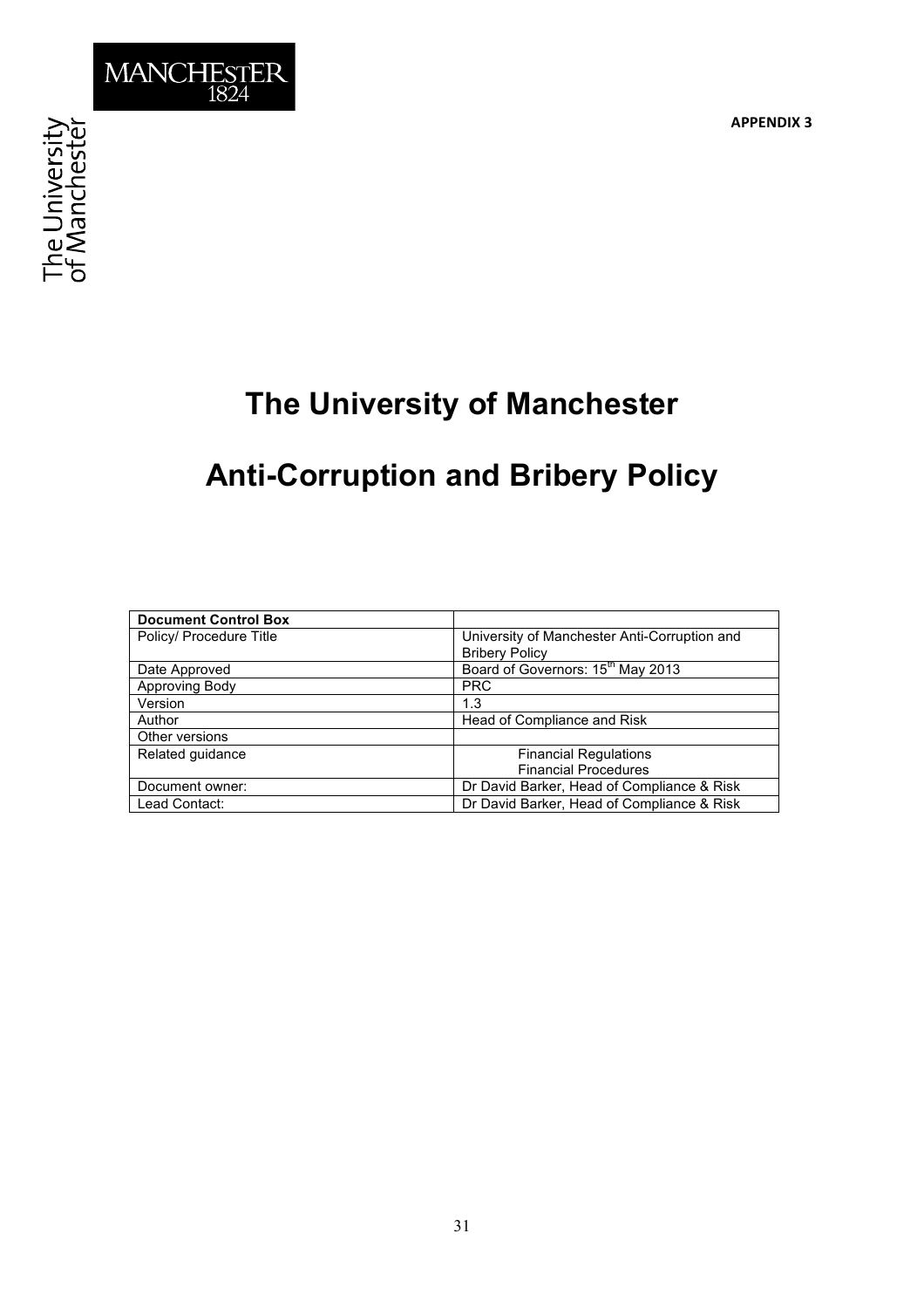**APPENDIX 3**

# The University of Manchester

# Anti-Corruption and Bribery Policy

| **Document Control Box** | |
|---|---|
| Policy/ Procedure Title | University of Manchester Anti-Corruption and Bribery Policy |
| Date Approved | Board of Governors: 15th May 2013 |
| Approving Body | PRC |
| Version | 1.3 |
| Author | Head of Compliance and Risk |
| Other versions | |
| Related guidance | Financial Regulations<br>Financial Procedures |
| Document owner: | Dr David Barker, Head of Compliance & Risk |
| Lead Contact: | Dr David Barker, Head of Compliance & Risk |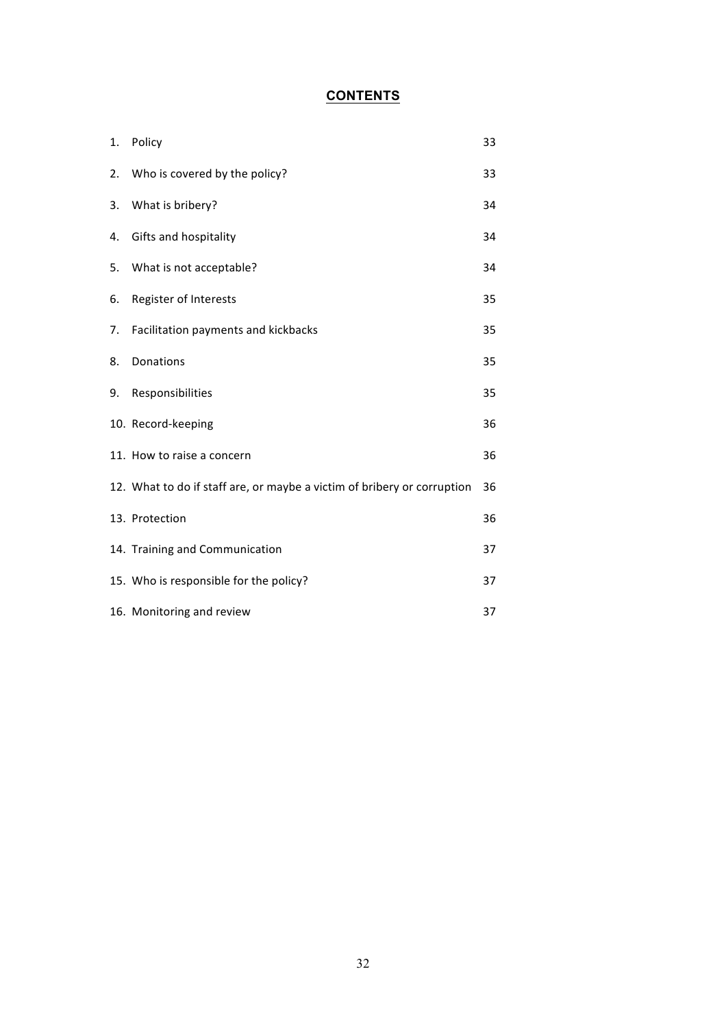## CONTENTS

| | | |
|---|---|---|
| 1. | Policy | 33 |
| 2. | Who is covered by the policy? | 33 |
| 3. | What is bribery? | 34 |
| 4. | Gifts and hospitality | 34 |
| 5. | What is not acceptable? | 34 |
| 6. | Register of Interests | 35 |
| 7. | Facilitation payments and kickbacks | 35 |
| 8. | Donations | 35 |
| 9. | Responsibilities | 35 |
| 10. | Record-keeping | 36 |
| 11. | How to raise a concern | 36 |
| 12. | What to do if staff are, or maybe a victim of bribery or corruption | 36 |
| 13. | Protection | 36 |
| 14. | Training and Communication | 37 |
| 15. | Who is responsible for the policy? | 37 |
| 16. | Monitoring and review | 37 |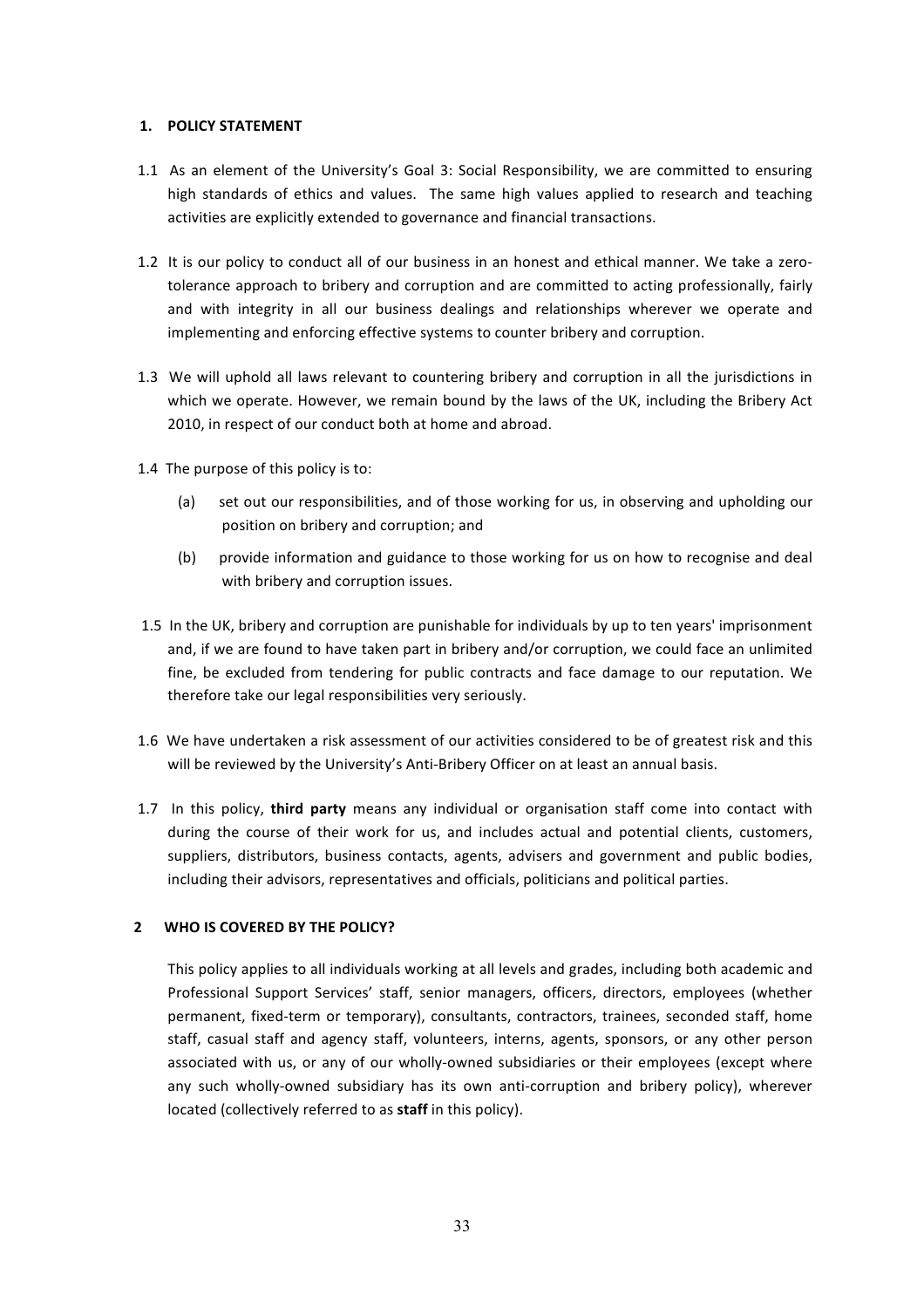## 1. POLICY STATEMENT

1.1 As an element of the University's Goal 3: Social Responsibility, we are committed to ensuring high standards of ethics and values. The same high values applied to research and teaching activities are explicitly extended to governance and financial transactions.

1.2 It is our policy to conduct all of our business in an honest and ethical manner. We take a zero-tolerance approach to bribery and corruption and are committed to acting professionally, fairly and with integrity in all our business dealings and relationships wherever we operate and implementing and enforcing effective systems to counter bribery and corruption.

1.3 We will uphold all laws relevant to countering bribery and corruption in all the jurisdictions in which we operate. However, we remain bound by the laws of the UK, including the Bribery Act 2010, in respect of our conduct both at home and abroad.

1.4 The purpose of this policy is to:

(a) set out our responsibilities, and of those working for us, in observing and upholding our position on bribery and corruption; and

(b) provide information and guidance to those working for us on how to recognise and deal with bribery and corruption issues.

1.5 In the UK, bribery and corruption are punishable for individuals by up to ten years' imprisonment and, if we are found to have taken part in bribery and/or corruption, we could face an unlimited fine, be excluded from tendering for public contracts and face damage to our reputation. We therefore take our legal responsibilities very seriously.

1.6 We have undertaken a risk assessment of our activities considered to be of greatest risk and this will be reviewed by the University's Anti-Bribery Officer on at least an annual basis.

1.7 In this policy, **third party** means any individual or organisation staff come into contact with during the course of their work for us, and includes actual and potential clients, customers, suppliers, distributors, business contacts, agents, advisers and government and public bodies, including their advisors, representatives and officials, politicians and political parties.

## 2 WHO IS COVERED BY THE POLICY?

This policy applies to all individuals working at all levels and grades, including both academic and Professional Support Services' staff, senior managers, officers, directors, employees (whether permanent, fixed-term or temporary), consultants, contractors, trainees, seconded staff, home staff, casual staff and agency staff, volunteers, interns, agents, sponsors, or any other person associated with us, or any of our wholly-owned subsidiaries or their employees (except where any such wholly-owned subsidiary has its own anti-corruption and bribery policy), wherever located (collectively referred to as **staff** in this policy).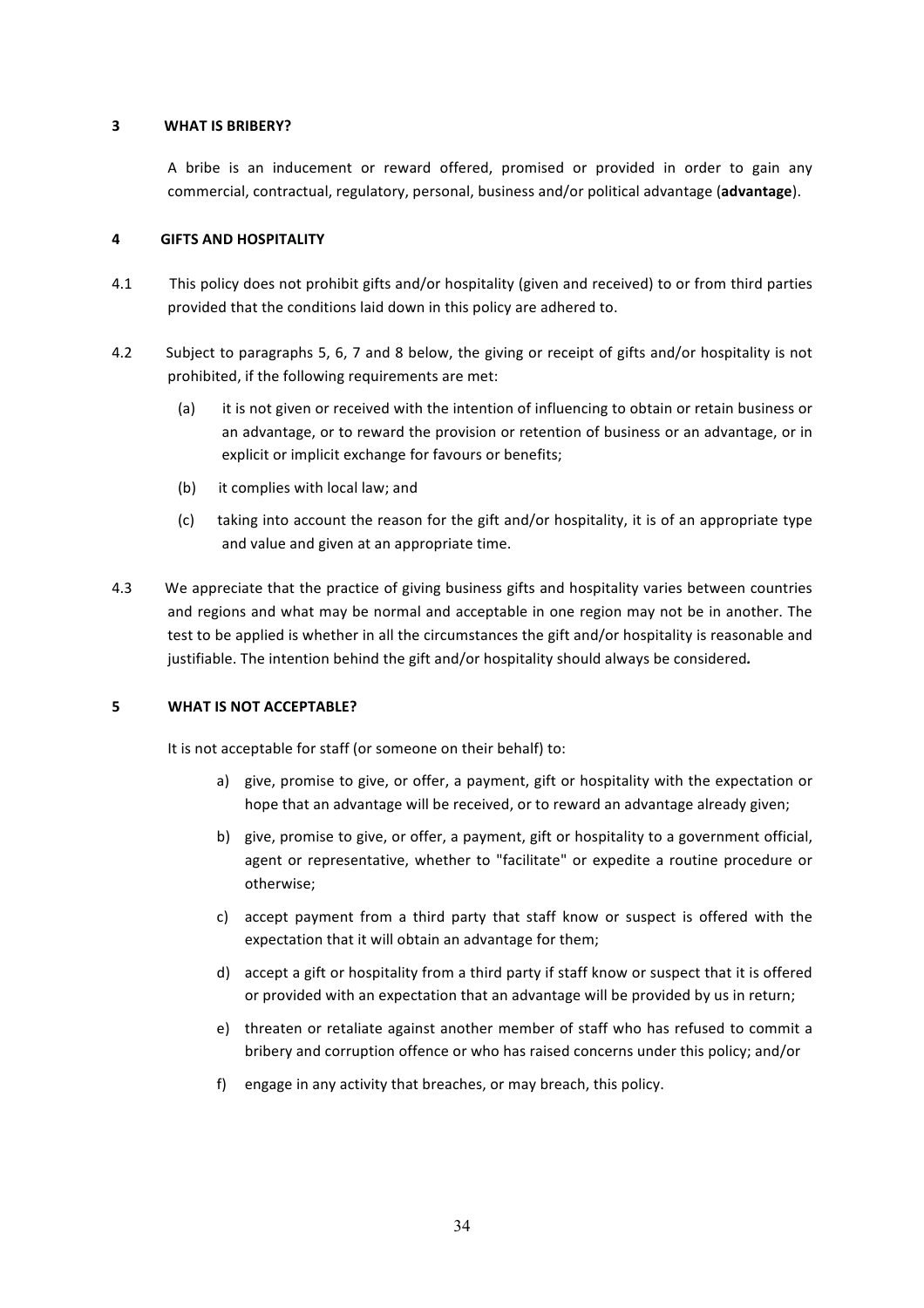## 3 WHAT IS BRIBERY?

A bribe is an inducement or reward offered, promised or provided in order to gain any commercial, contractual, regulatory, personal, business and/or political advantage (**advantage**).

## 4 GIFTS AND HOSPITALITY

4.1 This policy does not prohibit gifts and/or hospitality (given and received) to or from third parties provided that the conditions laid down in this policy are adhered to.

4.2 Subject to paragraphs 5, 6, 7 and 8 below, the giving or receipt of gifts and/or hospitality is not prohibited, if the following requirements are met:

(a) it is not given or received with the intention of influencing to obtain or retain business or an advantage, or to reward the provision or retention of business or an advantage, or in explicit or implicit exchange for favours or benefits;

(b) it complies with local law; and

(c) taking into account the reason for the gift and/or hospitality, it is of an appropriate type and value and given at an appropriate time.

4.3 We appreciate that the practice of giving business gifts and hospitality varies between countries and regions and what may be normal and acceptable in one region may not be in another. The test to be applied is whether in all the circumstances the gift and/or hospitality is reasonable and justifiable. The intention behind the gift and/or hospitality should always be considered*.*

## 5 WHAT IS NOT ACCEPTABLE?

It is not acceptable for staff (or someone on their behalf) to:

a) give, promise to give, or offer, a payment, gift or hospitality with the expectation or hope that an advantage will be received, or to reward an advantage already given;

b) give, promise to give, or offer, a payment, gift or hospitality to a government official, agent or representative, whether to "facilitate" or expedite a routine procedure or otherwise;

c) accept payment from a third party that staff know or suspect is offered with the expectation that it will obtain an advantage for them;

d) accept a gift or hospitality from a third party if staff know or suspect that it is offered or provided with an expectation that an advantage will be provided by us in return;

e) threaten or retaliate against another member of staff who has refused to commit a bribery and corruption offence or who has raised concerns under this policy; and/or

f) engage in any activity that breaches, or may breach, this policy.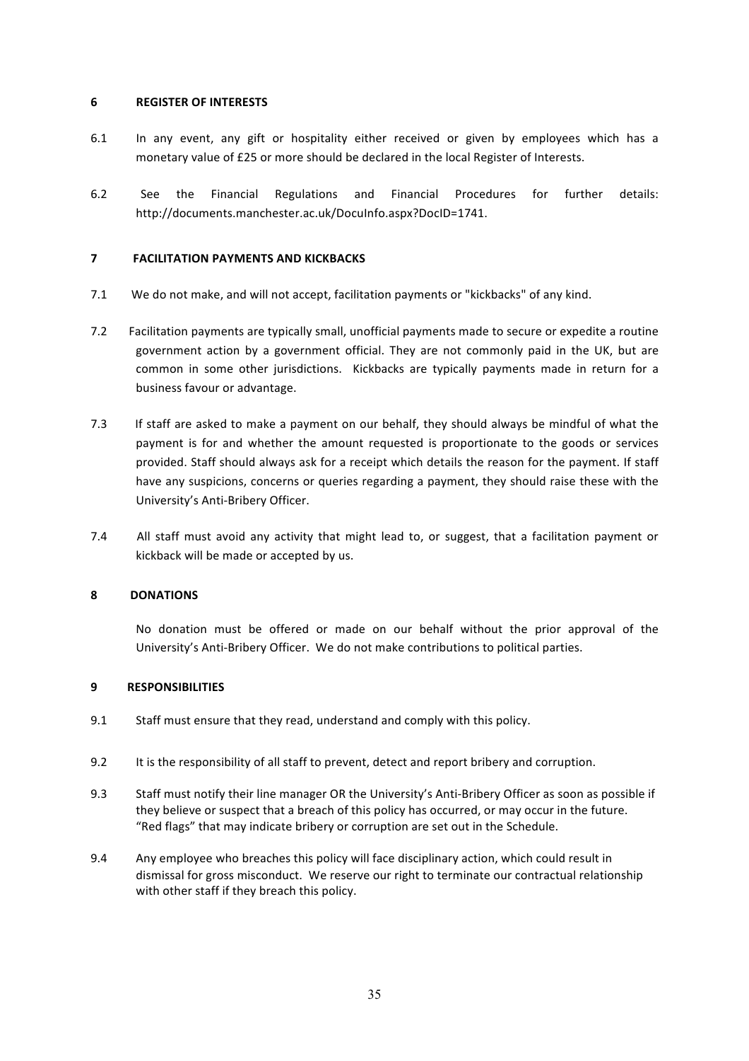## 6 REGISTER OF INTERESTS

6.1 In any event, any gift or hospitality either received or given by employees which has a monetary value of £25 or more should be declared in the local Register of Interests.

6.2 See the Financial Regulations and Financial Procedures for further details: http://documents.manchester.ac.uk/DocuInfo.aspx?DocID=1741.

## 7 FACILITATION PAYMENTS AND KICKBACKS

7.1 We do not make, and will not accept, facilitation payments or "kickbacks" of any kind.

7.2 Facilitation payments are typically small, unofficial payments made to secure or expedite a routine government action by a government official. They are not commonly paid in the UK, but are common in some other jurisdictions. Kickbacks are typically payments made in return for a business favour or advantage.

7.3 If staff are asked to make a payment on our behalf, they should always be mindful of what the payment is for and whether the amount requested is proportionate to the goods or services provided. Staff should always ask for a receipt which details the reason for the payment. If staff have any suspicions, concerns or queries regarding a payment, they should raise these with the University's Anti-Bribery Officer.

7.4 All staff must avoid any activity that might lead to, or suggest, that a facilitation payment or kickback will be made or accepted by us.

## 8 DONATIONS

No donation must be offered or made on our behalf without the prior approval of the University's Anti-Bribery Officer. We do not make contributions to political parties.

## 9 RESPONSIBILITIES

9.1 Staff must ensure that they read, understand and comply with this policy.

9.2 It is the responsibility of all staff to prevent, detect and report bribery and corruption.

9.3 Staff must notify their line manager OR the University's Anti-Bribery Officer as soon as possible if they believe or suspect that a breach of this policy has occurred, or may occur in the future. "Red flags" that may indicate bribery or corruption are set out in the Schedule.

9.4 Any employee who breaches this policy will face disciplinary action, which could result in dismissal for gross misconduct. We reserve our right to terminate our contractual relationship with other staff if they breach this policy.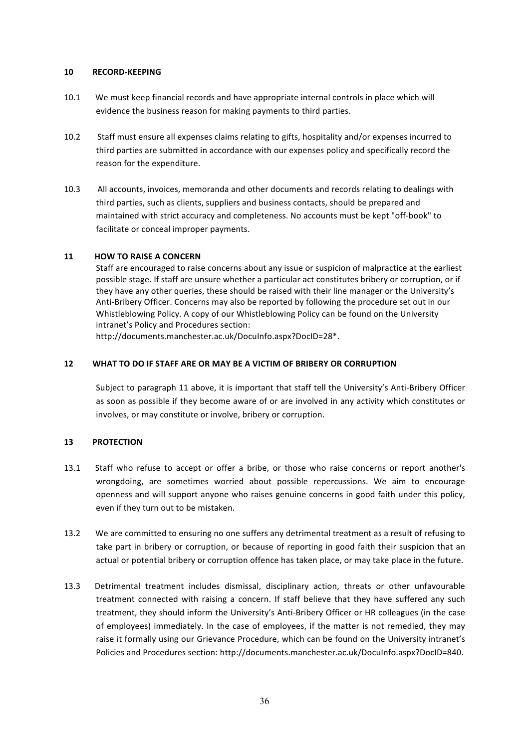## 10 RECORD-KEEPING

10.1 We must keep financial records and have appropriate internal controls in place which will evidence the business reason for making payments to third parties.

10.2 Staff must ensure all expenses claims relating to gifts, hospitality and/or expenses incurred to third parties are submitted in accordance with our expenses policy and specifically record the reason for the expenditure.

10.3 All accounts, invoices, memoranda and other documents and records relating to dealings with third parties, such as clients, suppliers and business contacts, should be prepared and maintained with strict accuracy and completeness. No accounts must be kept "off-book" to facilitate or conceal improper payments.

## 11 HOW TO RAISE A CONCERN

Staff are encouraged to raise concerns about any issue or suspicion of malpractice at the earliest possible stage. If staff are unsure whether a particular act constitutes bribery or corruption, or if they have any other queries, these should be raised with their line manager or the University's Anti-Bribery Officer. Concerns may also be reported by following the procedure set out in our Whistleblowing Policy. A copy of our Whistleblowing Policy can be found on the University intranet's Policy and Procedures section:
http://documents.manchester.ac.uk/DocuInfo.aspx?DocID=28*.

## 12 WHAT TO DO IF STAFF ARE OR MAY BE A VICTIM OF BRIBERY OR CORRUPTION

Subject to paragraph 11 above, it is important that staff tell the University's Anti-Bribery Officer as soon as possible if they become aware of or are involved in any activity which constitutes or involves, or may constitute or involve, bribery or corruption.

## 13 PROTECTION

13.1 Staff who refuse to accept or offer a bribe, or those who raise concerns or report another's wrongdoing, are sometimes worried about possible repercussions. We aim to encourage openness and will support anyone who raises genuine concerns in good faith under this policy, even if they turn out to be mistaken.

13.2 We are committed to ensuring no one suffers any detrimental treatment as a result of refusing to take part in bribery or corruption, or because of reporting in good faith their suspicion that an actual or potential bribery or corruption offence has taken place, or may take place in the future.

13.3 Detrimental treatment includes dismissal, disciplinary action, threats or other unfavourable treatment connected with raising a concern. If staff believe that they have suffered any such treatment, they should inform the University's Anti-Bribery Officer or HR colleagues (in the case of employees) immediately. In the case of employees, if the matter is not remedied, they may raise it formally using our Grievance Procedure, which can be found on the University intranet's Policies and Procedures section: http://documents.manchester.ac.uk/DocuInfo.aspx?DocID=840.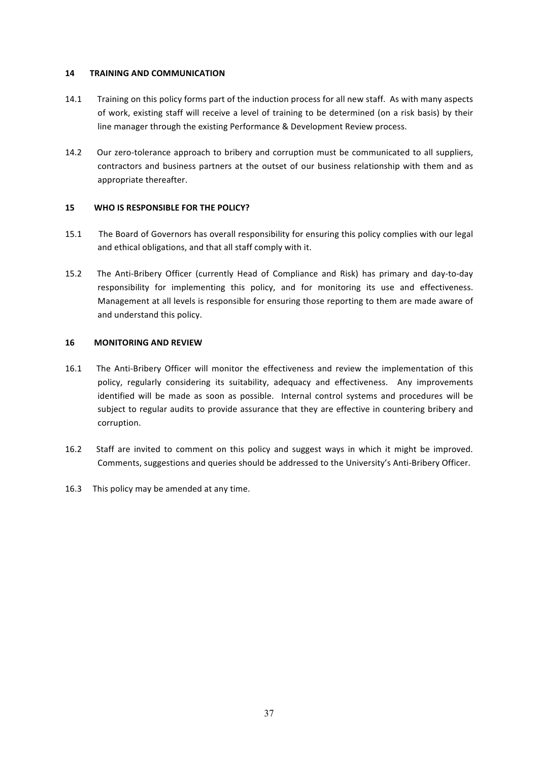## 14 TRAINING AND COMMUNICATION

14.1 Training on this policy forms part of the induction process for all new staff. As with many aspects of work, existing staff will receive a level of training to be determined (on a risk basis) by their line manager through the existing Performance & Development Review process.

14.2 Our zero-tolerance approach to bribery and corruption must be communicated to all suppliers, contractors and business partners at the outset of our business relationship with them and as appropriate thereafter.

## 15 WHO IS RESPONSIBLE FOR THE POLICY?

15.1 The Board of Governors has overall responsibility for ensuring this policy complies with our legal and ethical obligations, and that all staff comply with it.

15.2 The Anti-Bribery Officer (currently Head of Compliance and Risk) has primary and day-to-day responsibility for implementing this policy, and for monitoring its use and effectiveness. Management at all levels is responsible for ensuring those reporting to them are made aware of and understand this policy.

## 16 MONITORING AND REVIEW

16.1 The Anti-Bribery Officer will monitor the effectiveness and review the implementation of this policy, regularly considering its suitability, adequacy and effectiveness. Any improvements identified will be made as soon as possible. Internal control systems and procedures will be subject to regular audits to provide assurance that they are effective in countering bribery and corruption.

16.2 Staff are invited to comment on this policy and suggest ways in which it might be improved. Comments, suggestions and queries should be addressed to the University's Anti-Bribery Officer.

16.3 This policy may be amended at any time.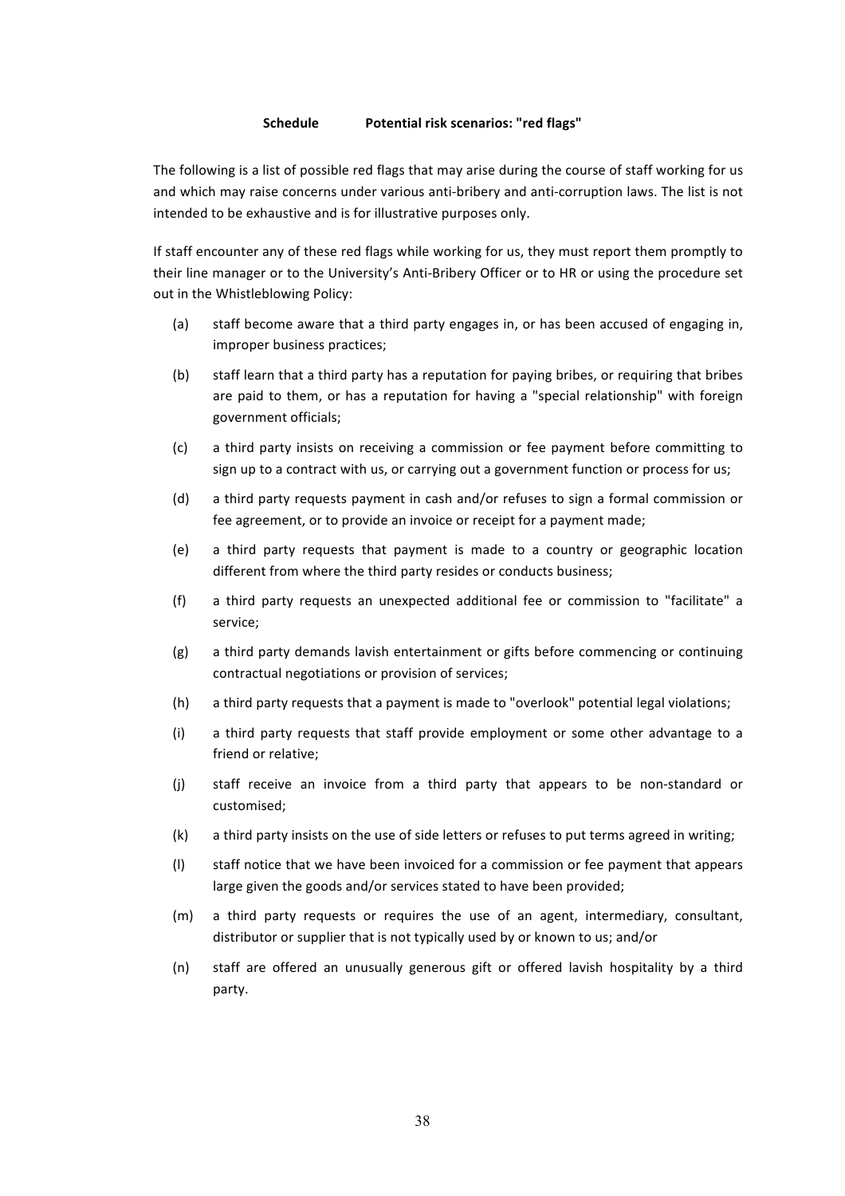## Schedule Potential risk scenarios: "red flags"

The following is a list of possible red flags that may arise during the course of staff working for us and which may raise concerns under various anti-bribery and anti-corruption laws. The list is not intended to be exhaustive and is for illustrative purposes only.

If staff encounter any of these red flags while working for us, they must report them promptly to their line manager or to the University's Anti-Bribery Officer or to HR or using the procedure set out in the Whistleblowing Policy:

(a) staff become aware that a third party engages in, or has been accused of engaging in, improper business practices;

(b) staff learn that a third party has a reputation for paying bribes, or requiring that bribes are paid to them, or has a reputation for having a "special relationship" with foreign government officials;

(c) a third party insists on receiving a commission or fee payment before committing to sign up to a contract with us, or carrying out a government function or process for us;

(d) a third party requests payment in cash and/or refuses to sign a formal commission or fee agreement, or to provide an invoice or receipt for a payment made;

(e) a third party requests that payment is made to a country or geographic location different from where the third party resides or conducts business;

(f) a third party requests an unexpected additional fee or commission to "facilitate" a service;

(g) a third party demands lavish entertainment or gifts before commencing or continuing contractual negotiations or provision of services;

(h) a third party requests that a payment is made to "overlook" potential legal violations;

(i) a third party requests that staff provide employment or some other advantage to a friend or relative;

(j) staff receive an invoice from a third party that appears to be non-standard or customised;

(k) a third party insists on the use of side letters or refuses to put terms agreed in writing;

(l) staff notice that we have been invoiced for a commission or fee payment that appears large given the goods and/or services stated to have been provided;

(m) a third party requests or requires the use of an agent, intermediary, consultant, distributor or supplier that is not typically used by or known to us; and/or

(n) staff are offered an unusually generous gift or offered lavish hospitality by a third party.